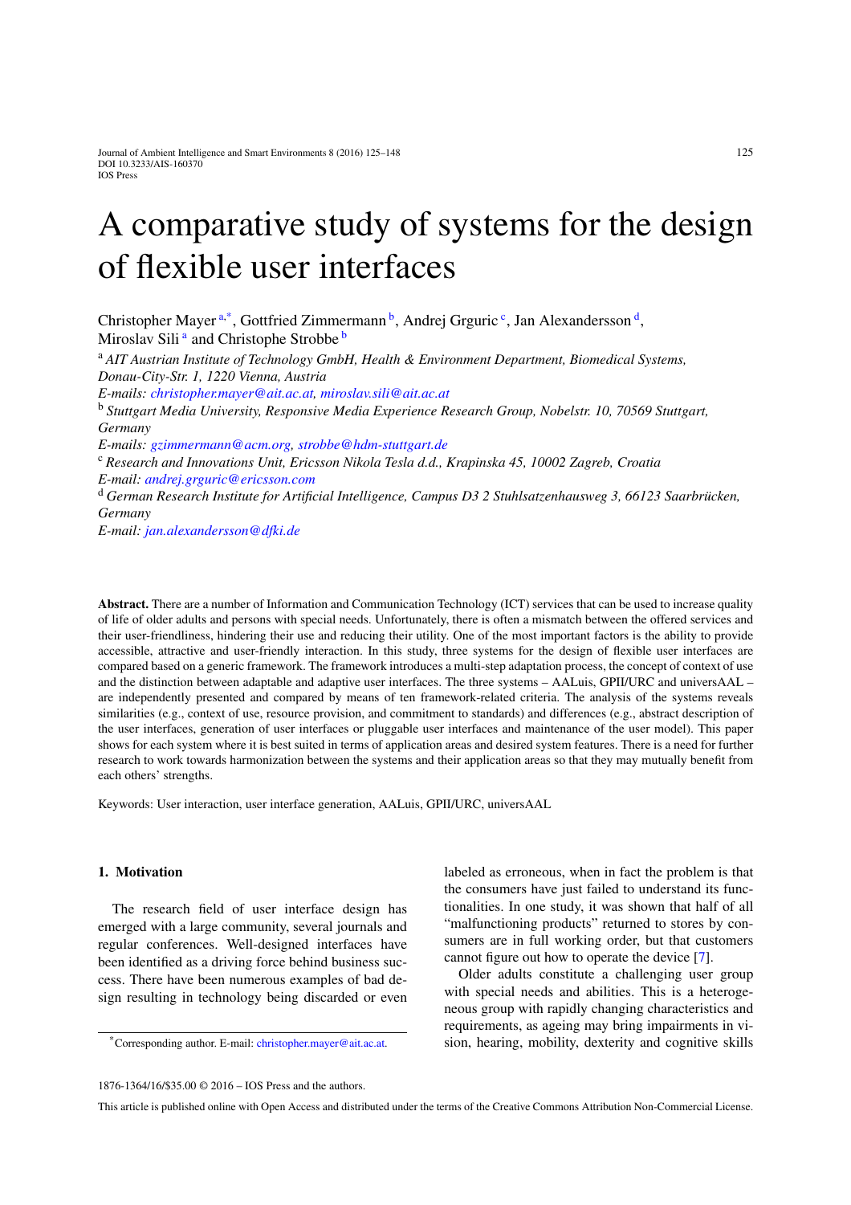# A comparative study of systems for the design of flexible user interfaces

Christopher Mayer [a,*], Gottfried Zimmermann [b], Andrej Grguric [c], Jan Alexandersson [d], Miroslav Sili [a] and Christophe Strobbe [b]

[a] *AIT Austrian Institute of Technology GmbH, Health & Environment Department, Biomedical Systems, Donau-City-Str. 1, 1220 Vienna, Austria*
*E-mails: christopher.mayer@ait.ac.at, miroslav.sili@ait.ac.at*

[b] *Stuttgart Media University, Responsive Media Experience Research Group, Nobelstr. 10, 70569 Stuttgart, Germany*
*E-mails: gzimmermann@acm.org, strobbe@hdm-stuttgart.de*

[c] *Research and Innovations Unit, Ericsson Nikola Tesla d.d., Krapinska 45, 10002 Zagreb, Croatia*
*E-mail: andrej.grguric@ericsson.com*

[d] *German Research Institute for Artificial Intelligence, Campus D3 2 Stuhlsatzenhausweg 3, 66123 Saarbrücken, Germany*
*E-mail: jan.alexandersson@dfki.de*

**Abstract.** There are a number of Information and Communication Technology (ICT) services that can be used to increase quality of life of older adults and persons with special needs. Unfortunately, there is often a mismatch between the offered services and their user-friendliness, hindering their use and reducing their utility. One of the most important factors is the ability to provide accessible, attractive and user-friendly interaction. In this study, three systems for the design of flexible user interfaces are compared based on a generic framework. The framework introduces a multi-step adaptation process, the concept of context of use and the distinction between adaptable and adaptive user interfaces. The three systems – AALuis, GPII/URC and universAAL – are independently presented and compared by means of ten framework-related criteria. The analysis of the systems reveals similarities (e.g., context of use, resource provision, and commitment to standards) and differences (e.g., abstract description of the user interfaces, generation of user interfaces or pluggable user interfaces and maintenance of the user model). This paper shows for each system where it is best suited in terms of application areas and desired system features. There is a need for further research to work towards harmonization between the systems and their application areas so that they may mutually benefit from each others' strengths.

Keywords: User interaction, user interface generation, AALuis, GPII/URC, universAAL

## 1. Motivation

The research field of user interface design has emerged with a large community, several journals and regular conferences. Well-designed interfaces have been identified as a driving force behind business success. There have been numerous examples of bad design resulting in technology being discarded or even labeled as erroneous, when in fact the problem is that the consumers have just failed to understand its functionalities. In one study, it was shown that half of all "malfunctioning products" returned to stores by consumers are in full working order, but that customers cannot figure out how to operate the device [7].

Older adults constitute a challenging user group with special needs and abilities. This is a heterogeneous group with rapidly changing characteristics and requirements, as ageing may bring impairments in vision, hearing, mobility, dexterity and cognitive skills

*Corresponding author. E-mail: christopher.mayer@ait.ac.at.

1876-1364/16/$35.00 © 2016 – IOS Press and the authors.

This article is published online with Open Access and distributed under the terms of the Creative Commons Attribution Non-Commercial License.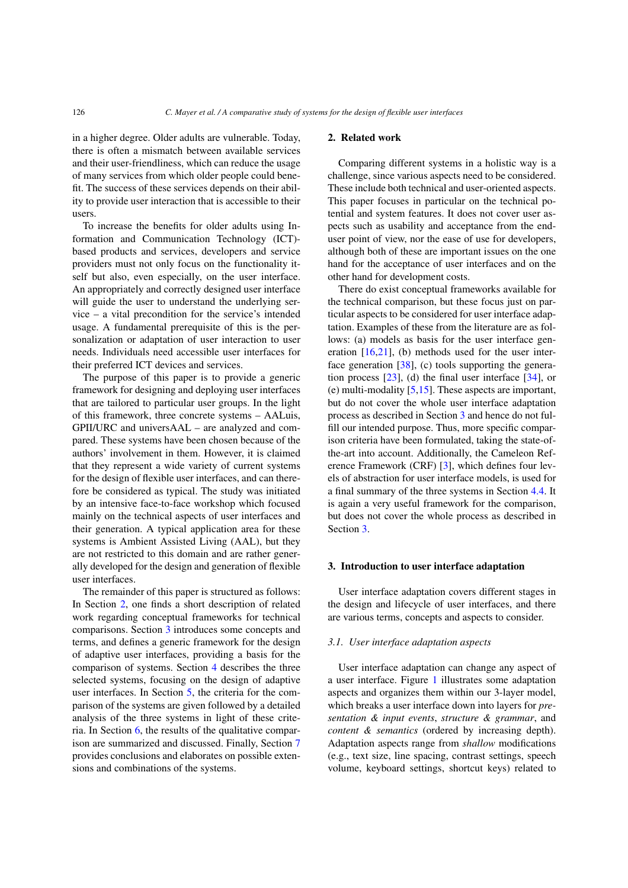in a higher degree. Older adults are vulnerable. Today, there is often a mismatch between available services and their user-friendliness, which can reduce the usage of many services from which older people could benefit. The success of these services depends on their ability to provide user interaction that is accessible to their users.

To increase the benefits for older adults using Information and Communication Technology (ICT)-based products and services, developers and service providers must not only focus on the functionality itself but also, even especially, on the user interface. An appropriately and correctly designed user interface will guide the user to understand the underlying service – a vital precondition for the service's intended usage. A fundamental prerequisite of this is the personalization or adaptation of user interaction to user needs. Individuals need accessible user interfaces for their preferred ICT devices and services.

The purpose of this paper is to provide a generic framework for designing and deploying user interfaces that are tailored to particular user groups. In the light of this framework, three concrete systems – AALuis, GPII/URC and universAAL – are analyzed and compared. These systems have been chosen because of the authors' involvement in them. However, it is claimed that they represent a wide variety of current systems for the design of flexible user interfaces, and can therefore be considered as typical. The study was initiated by an intensive face-to-face workshop which focused mainly on the technical aspects of user interfaces and their generation. A typical application area for these systems is Ambient Assisted Living (AAL), but they are not restricted to this domain and are rather generally developed for the design and generation of flexible user interfaces.

The remainder of this paper is structured as follows: In Section 2, one finds a short description of related work regarding conceptual frameworks for technical comparisons. Section 3 introduces some concepts and terms, and defines a generic framework for the design of adaptive user interfaces, providing a basis for the comparison of systems. Section 4 describes the three selected systems, focusing on the design of adaptive user interfaces. In Section 5, the criteria for the comparison of the systems are given followed by a detailed analysis of the three systems in light of these criteria. In Section 6, the results of the qualitative comparison are summarized and discussed. Finally, Section 7 provides conclusions and elaborates on possible extensions and combinations of the systems.

## 2. Related work

Comparing different systems in a holistic way is a challenge, since various aspects need to be considered. These include both technical and user-oriented aspects. This paper focuses in particular on the technical potential and system features. It does not cover user aspects such as usability and acceptance from the end-user point of view, nor the ease of use for developers, although both of these are important issues on the one hand for the acceptance of user interfaces and on the other hand for development costs.

There do exist conceptual frameworks available for the technical comparison, but these focus just on particular aspects to be considered for user interface adaptation. Examples of these from the literature are as follows: (a) models as basis for the user interface generation [16,21], (b) methods used for the user interface generation [38], (c) tools supporting the generation process [23], (d) the final user interface [34], or (e) multi-modality [5,15]. These aspects are important, but do not cover the whole user interface adaptation process as described in Section 3 and hence do not fulfill our intended purpose. Thus, more specific comparison criteria have been formulated, taking the state-of-the-art into account. Additionally, the Cameleon Reference Framework (CRF) [3], which defines four levels of abstraction for user interface models, is used for a final summary of the three systems in Section 4.4. It is again a very useful framework for the comparison, but does not cover the whole process as described in Section 3.

## 3. Introduction to user interface adaptation

User interface adaptation covers different stages in the design and lifecycle of user interfaces, and there are various terms, concepts and aspects to consider.

### 3.1. User interface adaptation aspects

User interface adaptation can change any aspect of a user interface. Figure 1 illustrates some adaptation aspects and organizes them within our 3-layer model, which breaks a user interface down into layers for *presentation & input events*, *structure & grammar*, and *content & semantics* (ordered by increasing depth). Adaptation aspects range from *shallow* modifications (e.g., text size, line spacing, contrast settings, speech volume, keyboard settings, shortcut keys) related to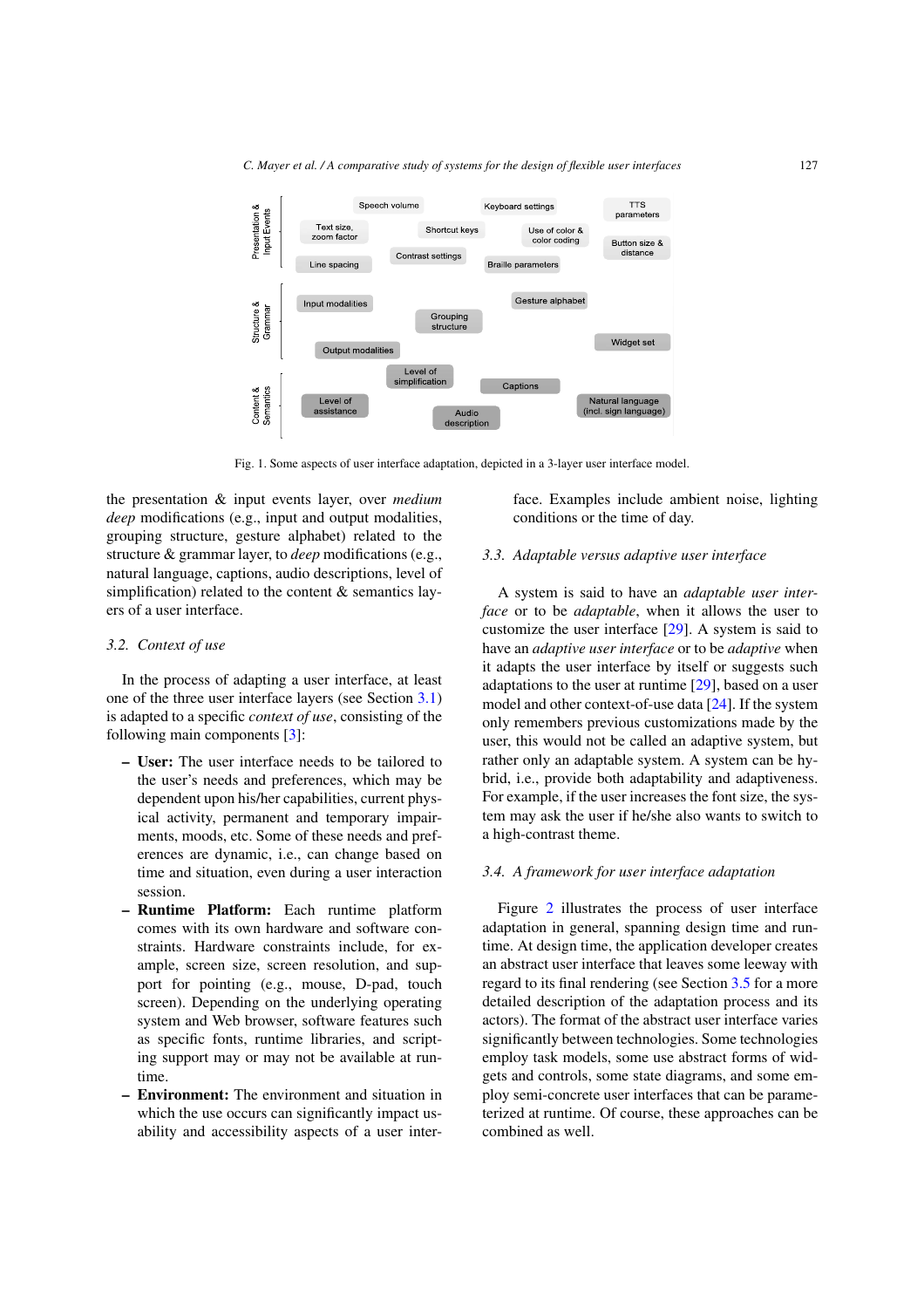Fig. 1. Some aspects of user interface adaptation, depicted in a 3-layer user interface model.

the presentation & input events layer, over *medium deep* modifications (e.g., input and output modalities, grouping structure, gesture alphabet) related to the structure & grammar layer, to *deep* modifications (e.g., natural language, captions, audio descriptions, level of simplification) related to the content & semantics layers of a user interface.

### 3.2. Context of use

In the process of adapting a user interface, at least one of the three user interface layers (see Section 3.1) is adapted to a specific *context of use*, consisting of the following main components [3]:

- **User:** The user interface needs to be tailored to the user's needs and preferences, which may be dependent upon his/her capabilities, current physical activity, permanent and temporary impairments, moods, etc. Some of these needs and preferences are dynamic, i.e., can change based on time and situation, even during a user interaction session.
- **Runtime Platform:** Each runtime platform comes with its own hardware and software constraints. Hardware constraints include, for example, screen size, screen resolution, and support for pointing (e.g., mouse, D-pad, touch screen). Depending on the underlying operating system and Web browser, software features such as specific fonts, runtime libraries, and scripting support may or may not be available at runtime.
- **Environment:** The environment and situation in which the use occurs can significantly impact usability and accessibility aspects of a user interface. Examples include ambient noise, lighting conditions or the time of day.

### 3.3. Adaptable versus adaptive user interface

A system is said to have an *adaptable user interface* or to be *adaptable*, when it allows the user to customize the user interface [29]. A system is said to have an *adaptive user interface* or to be *adaptive* when it adapts the user interface by itself or suggests such adaptations to the user at runtime [29], based on a user model and other context-of-use data [24]. If the system only remembers previous customizations made by the user, this would not be called an adaptive system, but rather only an adaptable system. A system can be hybrid, i.e., provide both adaptability and adaptiveness. For example, if the user increases the font size, the system may ask the user if he/she also wants to switch to a high-contrast theme.

### 3.4. A framework for user interface adaptation

Figure 2 illustrates the process of user interface adaptation in general, spanning design time and runtime. At design time, the application developer creates an abstract user interface that leaves some leeway with regard to its final rendering (see Section 3.5 for a more detailed description of the adaptation process and its actors). The format of the abstract user interface varies significantly between technologies. Some technologies employ task models, some use abstract forms of widgets and controls, some state diagrams, and some employ semi-concrete user interfaces that can be parameterized at runtime. Of course, these approaches can be combined as well.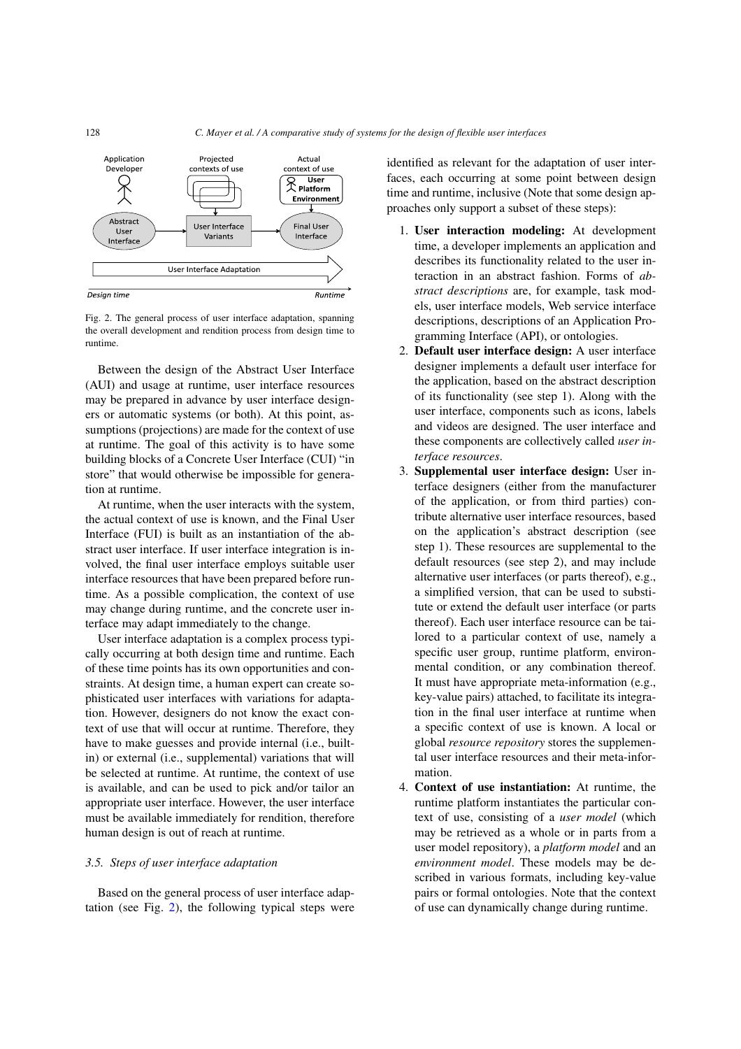Fig. 2. The general process of user interface adaptation, spanning the overall development and rendition process from design time to runtime.

Between the design of the Abstract User Interface (AUI) and usage at runtime, user interface resources may be prepared in advance by user interface designers or automatic systems (or both). At this point, assumptions (projections) are made for the context of use at runtime. The goal of this activity is to have some building blocks of a Concrete User Interface (CUI) "in store" that would otherwise be impossible for generation at runtime.

At runtime, when the user interacts with the system, the actual context of use is known, and the Final User Interface (FUI) is built as an instantiation of the abstract user interface. If user interface integration is involved, the final user interface employs suitable user interface resources that have been prepared before runtime. As a possible complication, the context of use may change during runtime, and the concrete user interface may adapt immediately to the change.

User interface adaptation is a complex process typically occurring at both design time and runtime. Each of these time points has its own opportunities and constraints. At design time, a human expert can create sophisticated user interfaces with variations for adaptation. However, designers do not know the exact context of use that will occur at runtime. Therefore, they have to make guesses and provide internal (i.e., built-in) or external (i.e., supplemental) variations that will be selected at runtime. At runtime, the context of use is available, and can be used to pick and/or tailor an appropriate user interface. However, the user interface must be available immediately for rendition, therefore human design is out of reach at runtime.

### 3.5. Steps of user interface adaptation

Based on the general process of user interface adaptation (see Fig. 2), the following typical steps were identified as relevant for the adaptation of user interfaces, each occurring at some point between design time and runtime, inclusive (Note that some design approaches only support a subset of these steps):

1. **User interaction modeling:** At development time, a developer implements an application and describes its functionality related to the user interaction in an abstract fashion. Forms of *abstract descriptions* are, for example, task models, user interface models, Web service interface descriptions, descriptions of an Application Programming Interface (API), or ontologies.
2. **Default user interface design:** A user interface designer implements a default user interface for the application, based on the abstract description of its functionality (see step 1). Along with the user interface, components such as icons, labels and videos are designed. The user interface and these components are collectively called *user interface resources*.
3. **Supplemental user interface design:** User interface designers (either from the manufacturer of the application, or from third parties) contribute alternative user interface resources, based on the application's abstract description (see step 1). These resources are supplemental to the default resources (see step 2), and may include alternative user interfaces (or parts thereof), e.g., a simplified version, that can be used to substitute or extend the default user interface (or parts thereof). Each user interface resource can be tailored to a particular context of use, namely a specific user group, runtime platform, environmental condition, or any combination thereof. It must have appropriate meta-information (e.g., key-value pairs) attached, to facilitate its integration in the final user interface at runtime when a specific context of use is known. A local or global *resource repository* stores the supplemental user interface resources and their meta-information.
4. **Context of use instantiation:** At runtime, the runtime platform instantiates the particular context of use, consisting of a *user model* (which may be retrieved as a whole or in parts from a user model repository), a *platform model* and an *environment model*. These models may be described in various formats, including key-value pairs or formal ontologies. Note that the context of use can dynamically change during runtime.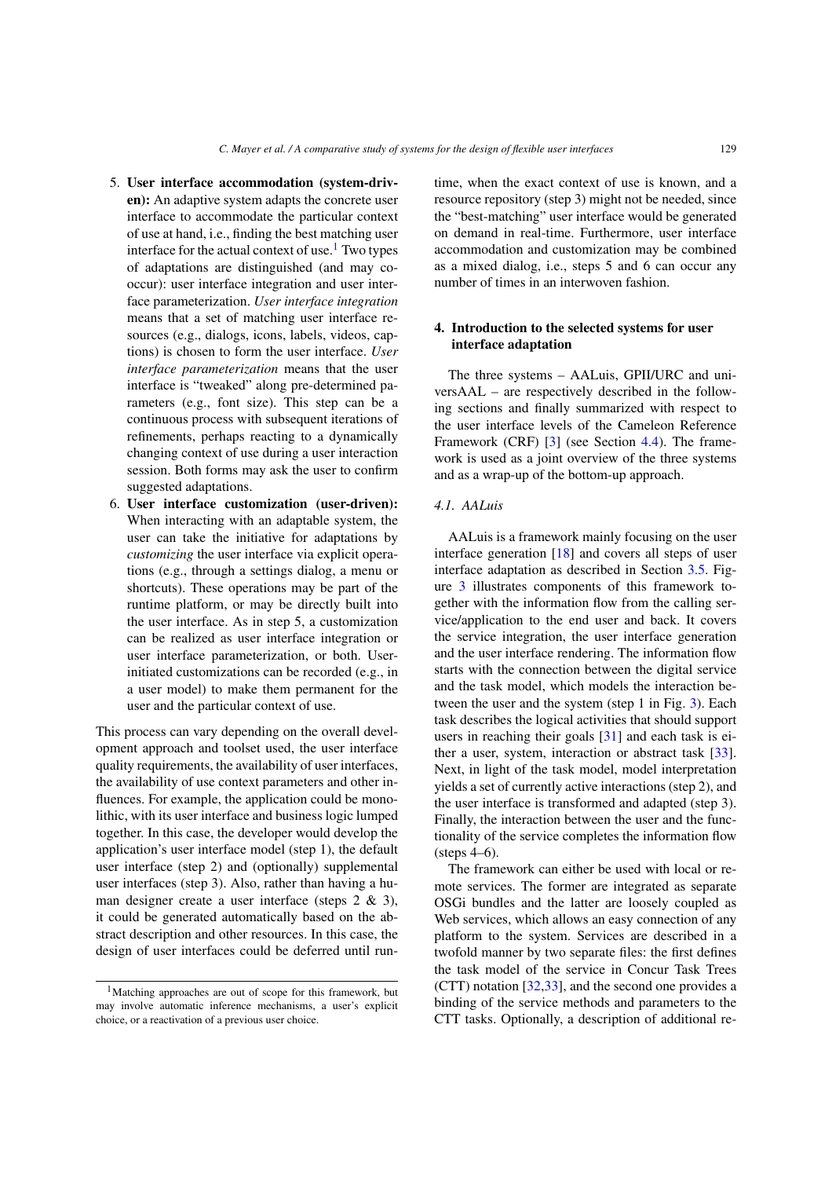5. **User interface accommodation (system-driven):** An adaptive system adapts the concrete user interface to accommodate the particular context of use at hand, i.e., finding the best matching user interface for the actual context of use.[1] Two types of adaptations are distinguished (and may co-occur): user interface integration and user interface parameterization. *User interface integration* means that a set of matching user interface resources (e.g., dialogs, icons, labels, videos, captions) is chosen to form the user interface. *User interface parameterization* means that the user interface is "tweaked" along pre-determined parameters (e.g., font size). This step can be a continuous process with subsequent iterations of refinements, perhaps reacting to a dynamically changing context of use during a user interaction session. Both forms may ask the user to confirm suggested adaptations.
6. **User interface customization (user-driven):** When interacting with an adaptable system, the user can take the initiative for adaptations by *customizing* the user interface via explicit operations (e.g., through a settings dialog, a menu or shortcuts). These operations may be part of the runtime platform, or may be directly built into the user interface. As in step 5, a customization can be realized as user interface integration or user interface parameterization, or both. User-initiated customizations can be recorded (e.g., in a user model) to make them permanent for the user and the particular context of use.

This process can vary depending on the overall development approach and toolset used, the user interface quality requirements, the availability of user interfaces, the availability of use context parameters and other influences. For example, the application could be monolithic, with its user interface and business logic lumped together. In this case, the developer would develop the application's user interface model (step 1), the default user interface (step 2) and (optionally) supplemental user interfaces (step 3). Also, rather than having a human designer create a user interface (steps 2 & 3), it could be generated automatically based on the abstract description and other resources. In this case, the design of user interfaces could be deferred until runtime, when the exact context of use is known, and a resource repository (step 3) might not be needed, since the "best-matching" user interface would be generated on demand in real-time. Furthermore, user interface accommodation and customization may be combined as a mixed dialog, i.e., steps 5 and 6 can occur any number of times in an interwoven fashion.

[1] Matching approaches are out of scope for this framework, but may involve automatic inference mechanisms, a user's explicit choice, or a reactivation of a previous user choice.

## 4. Introduction to the selected systems for user interface adaptation

The three systems – AALuis, GPII/URC and universAAL – are respectively described in the following sections and finally summarized with respect to the user interface levels of the Cameleon Reference Framework (CRF) [3] (see Section 4.4). The framework is used as a joint overview of the three systems and as a wrap-up of the bottom-up approach.

### 4.1. AALuis

AALuis is a framework mainly focusing on the user interface generation [18] and covers all steps of user interface adaptation as described in Section 3.5. Figure 3 illustrates components of this framework together with the information flow from the calling service/application to the end user and back. It covers the service integration, the user interface generation and the user interface rendering. The information flow starts with the connection between the digital service and the task model, which models the interaction between the user and the system (step 1 in Fig. 3). Each task describes the logical activities that should support users in reaching their goals [31] and each task is either a user, system, interaction or abstract task [33]. Next, in light of the task model, model interpretation yields a set of currently active interactions (step 2), and the user interface is transformed and adapted (step 3). Finally, the interaction between the user and the functionality of the service completes the information flow (steps 4–6).

The framework can either be used with local or remote services. The former are integrated as separate OSGi bundles and the latter are loosely coupled as Web services, which allows an easy connection of any platform to the system. Services are described in a twofold manner by two separate files: the first defines the task model of the service in Concur Task Trees (CTT) notation [32,33], and the second one provides a binding of the service methods and parameters to the CTT tasks. Optionally, a description of additional re-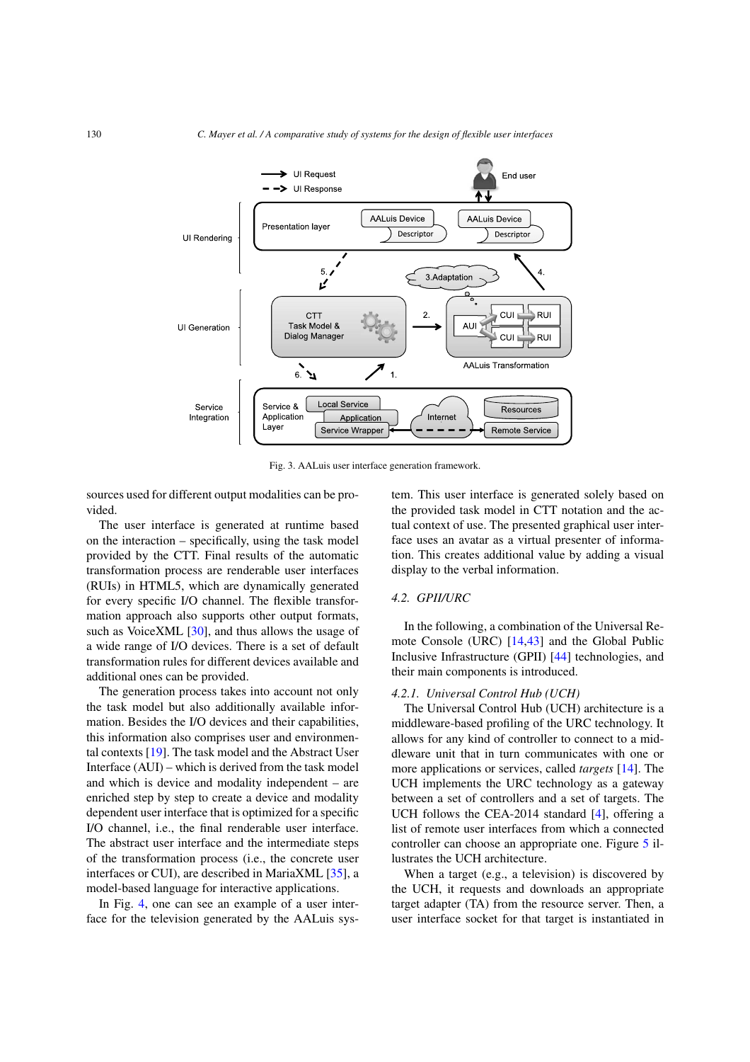Fig. 3. AALuis user interface generation framework.

sources used for different output modalities can be provided.

The user interface is generated at runtime based on the interaction – specifically, using the task model provided by the CTT. Final results of the automatic transformation process are renderable user interfaces (RUIs) in HTML5, which are dynamically generated for every specific I/O channel. The flexible transformation approach also supports other output formats, such as VoiceXML [30], and thus allows the usage of a wide range of I/O devices. There is a set of default transformation rules for different devices available and additional ones can be provided.

The generation process takes into account not only the task model but also additionally available information. Besides the I/O devices and their capabilities, this information also comprises user and environmental contexts [19]. The task model and the Abstract User Interface (AUI) – which is derived from the task model and which is device and modality independent – are enriched step by step to create a device and modality dependent user interface that is optimized for a specific I/O channel, i.e., the final renderable user interface. The abstract user interface and the intermediate steps of the transformation process (i.e., the concrete user interfaces or CUI), are described in MariaXML [35], a model-based language for interactive applications.

In Fig. 4, one can see an example of a user interface for the television generated by the AALuis system. This user interface is generated solely based on the provided task model in CTT notation and the actual context of use. The presented graphical user interface uses an avatar as a virtual presenter of information. This creates additional value by adding a visual display to the verbal information.

## 4.2. GPII/URC

In the following, a combination of the Universal Remote Console (URC) [14,43] and the Global Public Inclusive Infrastructure (GPII) [44] technologies, and their main components is introduced.

### 4.2.1. Universal Control Hub (UCH)

The Universal Control Hub (UCH) architecture is a middleware-based profiling of the URC technology. It allows for any kind of controller to connect to a middleware unit that in turn communicates with one or more applications or services, called *targets* [14]. The UCH implements the URC technology as a gateway between a set of controllers and a set of targets. The UCH follows the CEA-2014 standard [4], offering a list of remote user interfaces from which a connected controller can choose an appropriate one. Figure 5 illustrates the UCH architecture.

When a target (e.g., a television) is discovered by the UCH, it requests and downloads an appropriate target adapter (TA) from the resource server. Then, a user interface socket for that target is instantiated in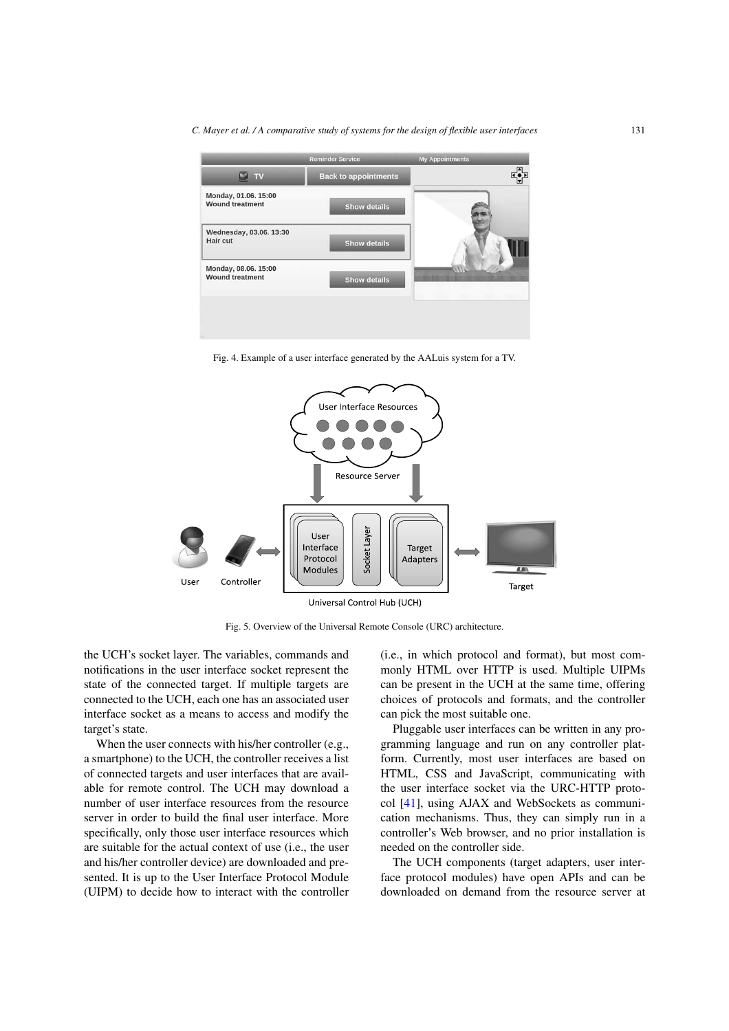Fig. 4. Example of a user interface generated by the AALuis system for a TV.

Fig. 5. Overview of the Universal Remote Console (URC) architecture.

the UCH's socket layer. The variables, commands and notifications in the user interface socket represent the state of the connected target. If multiple targets are connected to the UCH, each one has an associated user interface socket as a means to access and modify the target's state.

When the user connects with his/her controller (e.g., a smartphone) to the UCH, the controller receives a list of connected targets and user interfaces that are available for remote control. The UCH may download a number of user interface resources from the resource server in order to build the final user interface. More specifically, only those user interface resources which are suitable for the actual context of use (i.e., the user and his/her controller device) are downloaded and presented. It is up to the User Interface Protocol Module (UIPM) to decide how to interact with the controller (i.e., in which protocol and format), but most commonly HTML over HTTP is used. Multiple UIPMs can be present in the UCH at the same time, offering choices of protocols and formats, and the controller can pick the most suitable one.

Pluggable user interfaces can be written in any programming language and run on any controller platform. Currently, most user interfaces are based on HTML, CSS and JavaScript, communicating with the user interface socket via the URC-HTTP protocol [41], using AJAX and WebSockets as communication mechanisms. Thus, they can simply run in a controller's Web browser, and no prior installation is needed on the controller side.

The UCH components (target adapters, user interface protocol modules) have open APIs and can be downloaded on demand from the resource server at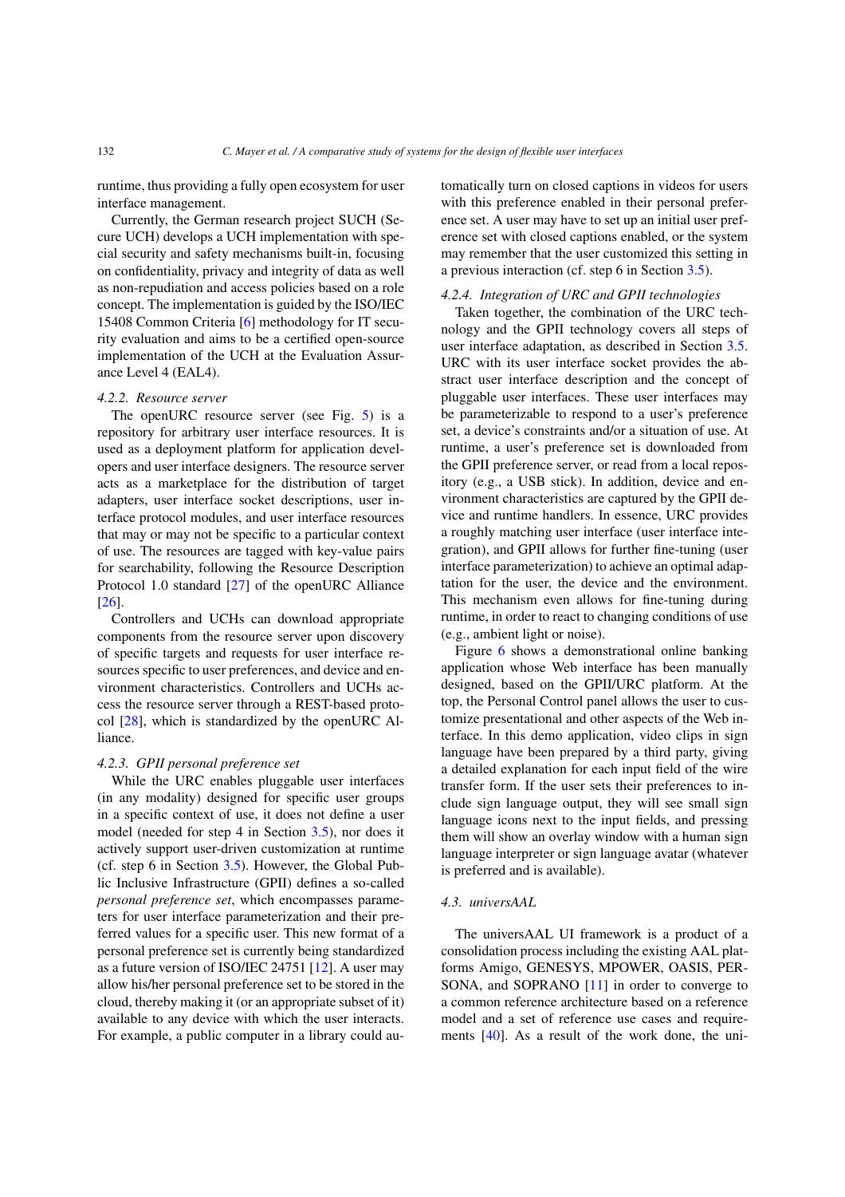runtime, thus providing a fully open ecosystem for user interface management.

Currently, the German research project SUCH (Secure UCH) develops a UCH implementation with special security and safety mechanisms built-in, focusing on confidentiality, privacy and integrity of data as well as non-repudiation and access policies based on a role concept. The implementation is guided by the ISO/IEC 15408 Common Criteria [6] methodology for IT security evaluation and aims to be a certified open-source implementation of the UCH at the Evaluation Assurance Level 4 (EAL4).

#### *4.2.2. Resource server*

The openURC resource server (see Fig. 5) is a repository for arbitrary user interface resources. It is used as a deployment platform for application developers and user interface designers. The resource server acts as a marketplace for the distribution of target adapters, user interface socket descriptions, user interface protocol modules, and user interface resources that may or may not be specific to a particular context of use. The resources are tagged with key-value pairs for searchability, following the Resource Description Protocol 1.0 standard [27] of the openURC Alliance [26].

Controllers and UCHs can download appropriate components from the resource server upon discovery of specific targets and requests for user interface resources specific to user preferences, and device and environment characteristics. Controllers and UCHs access the resource server through a REST-based protocol [28], which is standardized by the openURC Alliance.

#### *4.2.3. GPII personal preference set*

While the URC enables pluggable user interfaces (in any modality) designed for specific user groups in a specific context of use, it does not define a user model (needed for step 4 in Section 3.5), nor does it actively support user-driven customization at runtime (cf. step 6 in Section 3.5). However, the Global Public Inclusive Infrastructure (GPII) defines a so-called *personal preference set*, which encompasses parameters for user interface parameterization and their preferred values for a specific user. This new format of a personal preference set is currently being standardized as a future version of ISO/IEC 24751 [12]. A user may allow his/her personal preference set to be stored in the cloud, thereby making it (or an appropriate subset of it) available to any device with which the user interacts. For example, a public computer in a library could automatically turn on closed captions in videos for users with this preference enabled in their personal preference set. A user may have to set up an initial user preference set with closed captions enabled, or the system may remember that the user customized this setting in a previous interaction (cf. step 6 in Section 3.5).

#### *4.2.4. Integration of URC and GPII technologies*

Taken together, the combination of the URC technology and the GPII technology covers all steps of user interface adaptation, as described in Section 3.5. URC with its user interface socket provides the abstract user interface description and the concept of pluggable user interfaces. These user interfaces may be parameterizable to respond to a user's preference set, a device's constraints and/or a situation of use. At runtime, a user's preference set is downloaded from the GPII preference server, or read from a local repository (e.g., a USB stick). In addition, device and environment characteristics are captured by the GPII device and runtime handlers. In essence, URC provides a roughly matching user interface (user interface integration), and GPII allows for further fine-tuning (user interface parameterization) to achieve an optimal adaptation for the user, the device and the environment. This mechanism even allows for fine-tuning during runtime, in order to react to changing conditions of use (e.g., ambient light or noise).

Figure 6 shows a demonstrational online banking application whose Web interface has been manually designed, based on the GPII/URC platform. At the top, the Personal Control panel allows the user to customize presentational and other aspects of the Web interface. In this demo application, video clips in sign language have been prepared by a third party, giving a detailed explanation for each input field of the wire transfer form. If the user sets their preferences to include sign language output, they will see small sign language icons next to the input fields, and pressing them will show an overlay window with a human sign language interpreter or sign language avatar (whatever is preferred and is available).

### *4.3. universAAL*

The universAAL UI framework is a product of a consolidation process including the existing AAL platforms Amigo, GENESYS, MPOWER, OASIS, PERSONA, and SOPRANO [11] in order to converge to a common reference architecture based on a reference model and a set of reference use cases and requirements [40]. As a result of the work done, the uni-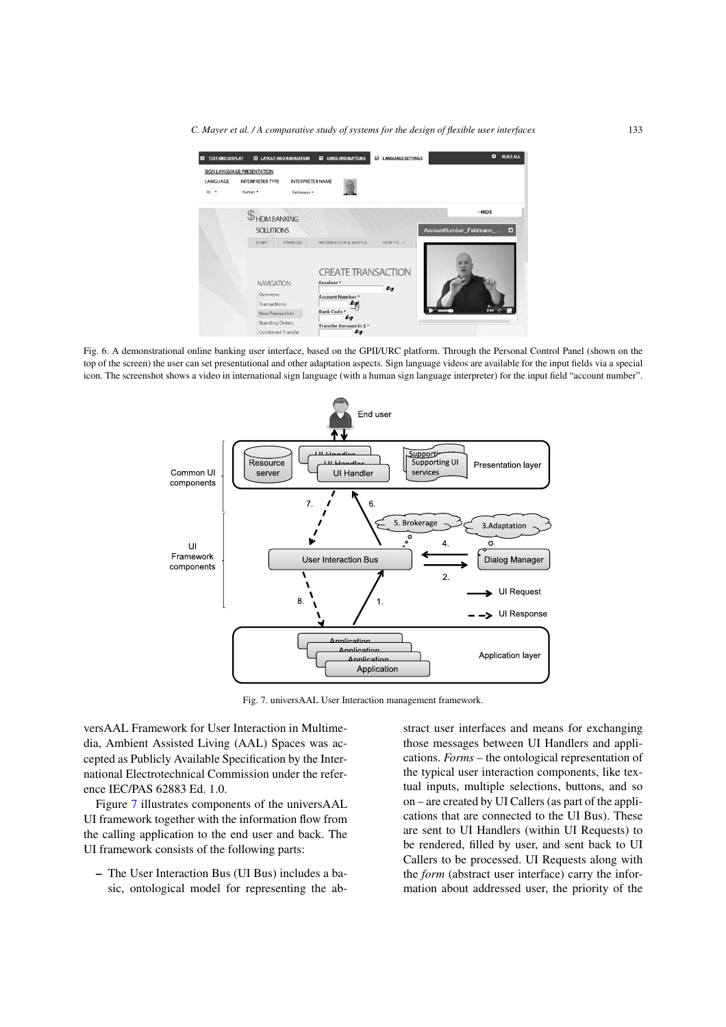Fig. 6. A demonstrational online banking user interface, based on the GPII/URC platform. Through the Personal Control Panel (shown on the top of the screen) the user can set presentational and other adaptation aspects. Sign language videos are available for the input fields via a special icon. The screenshot shows a video in international sign language (with a human sign language interpreter) for the input field "account number".

Fig. 7. universAAL User Interaction management framework.

versAAL Framework for User Interaction in Multimedia, Ambient Assisted Living (AAL) Spaces was accepted as Publicly Available Specification by the International Electrotechnical Commission under the reference IEC/PAS 62883 Ed. 1.0.

Figure 7 illustrates components of the universAAL UI framework together with the information flow from the calling application to the end user and back. The UI framework consists of the following parts:

– The User Interaction Bus (UI Bus) includes a basic, ontological model for representing the abstract user interfaces and means for exchanging those messages between UI Handlers and applications. *Forms* – the ontological representation of the typical user interaction components, like textual inputs, multiple selections, buttons, and so on – are created by UI Callers (as part of the applications that are connected to the UI Bus). These are sent to UI Handlers (within UI Requests) to be rendered, filled by user, and sent back to UI Callers to be processed. UI Requests along with the *form* (abstract user interface) carry the information about addressed user, the priority of the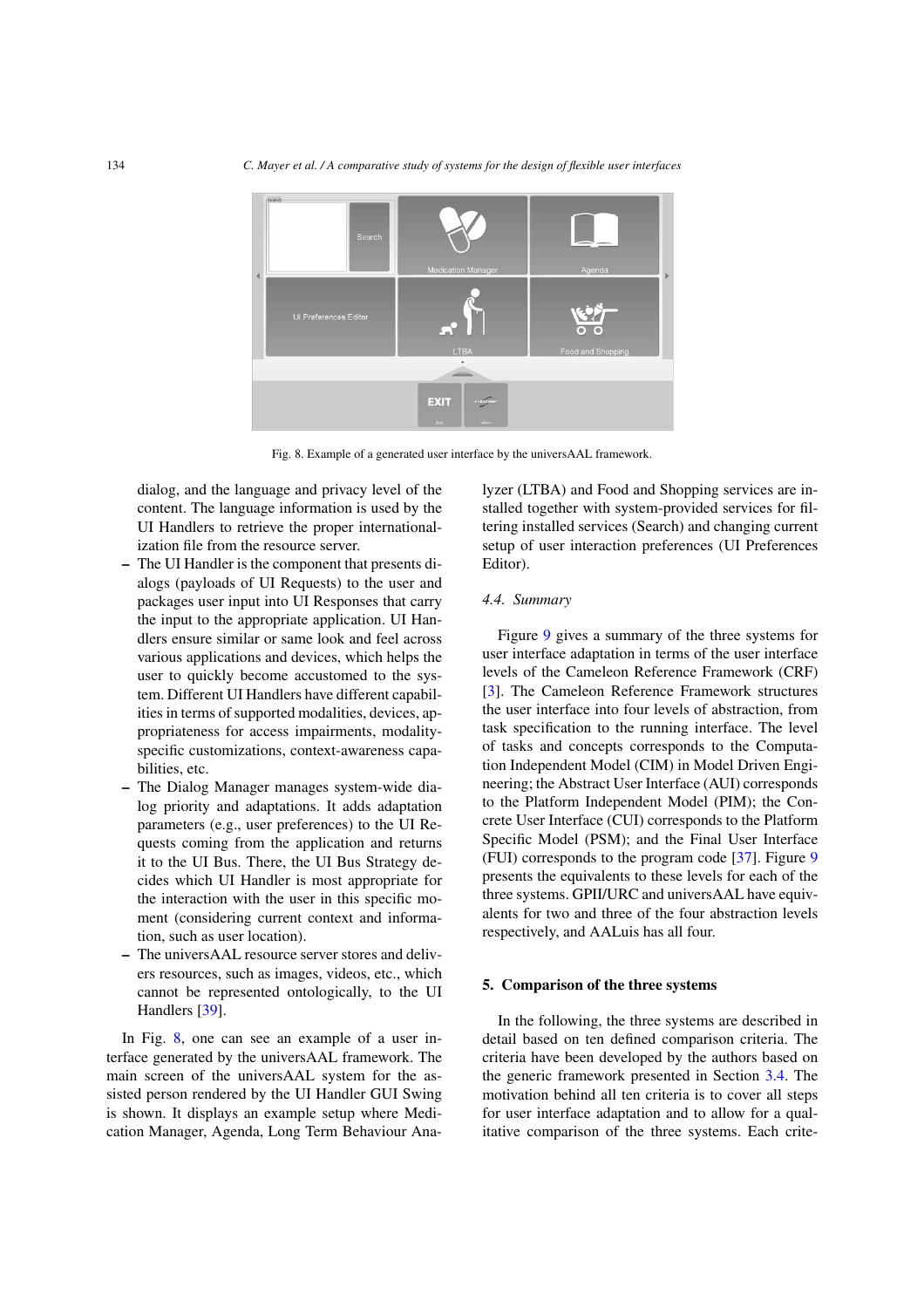Fig. 8. Example of a generated user interface by the universAAL framework.

dialog, and the language and privacy level of the content. The language information is used by the UI Handlers to retrieve the proper internationalization file from the resource server.

– The UI Handler is the component that presents dialogs (payloads of UI Requests) to the user and packages user input into UI Responses that carry the input to the appropriate application. UI Handlers ensure similar or same look and feel across various applications and devices, which helps the user to quickly become accustomed to the system. Different UI Handlers have different capabilities in terms of supported modalities, devices, appropriateness for access impairments, modality-specific customizations, context-awareness capabilities, etc.
– The Dialog Manager manages system-wide dialog priority and adaptations. It adds adaptation parameters (e.g., user preferences) to the UI Requests coming from the application and returns it to the UI Bus. There, the UI Bus Strategy decides which UI Handler is most appropriate for the interaction with the user in this specific moment (considering current context and information, such as user location).
– The universAAL resource server stores and delivers resources, such as images, videos, etc., which cannot be represented ontologically, to the UI Handlers [39].

In Fig. 8, one can see an example of a user interface generated by the universAAL framework. The main screen of the universAAL system for the assisted person rendered by the UI Handler GUI Swing is shown. It displays an example setup where Medication Manager, Agenda, Long Term Behaviour Analyzer (LTBA) and Food and Shopping services are installed together with system-provided services for filtering installed services (Search) and changing current setup of user interaction preferences (UI Preferences Editor).

### 4.4. Summary

Figure 9 gives a summary of the three systems for user interface adaptation in terms of the user interface levels of the Cameleon Reference Framework (CRF) [3]. The Cameleon Reference Framework structures the user interface into four levels of abstraction, from task specification to the running interface. The level of tasks and concepts corresponds to the Computation Independent Model (CIM) in Model Driven Engineering; the Abstract User Interface (AUI) corresponds to the Platform Independent Model (PIM); the Concrete User Interface (CUI) corresponds to the Platform Specific Model (PSM); and the Final User Interface (FUI) corresponds to the program code [37]. Figure 9 presents the equivalents to these levels for each of the three systems. GPII/URC and universAAL have equivalents for two and three of the four abstraction levels respectively, and AALuis has all four.

## 5. Comparison of the three systems

In the following, the three systems are described in detail based on ten defined comparison criteria. The criteria have been developed by the authors based on the generic framework presented in Section 3.4. The motivation behind all ten criteria is to cover all steps for user interface adaptation and to allow for a qualitative comparison of the three systems. Each crite-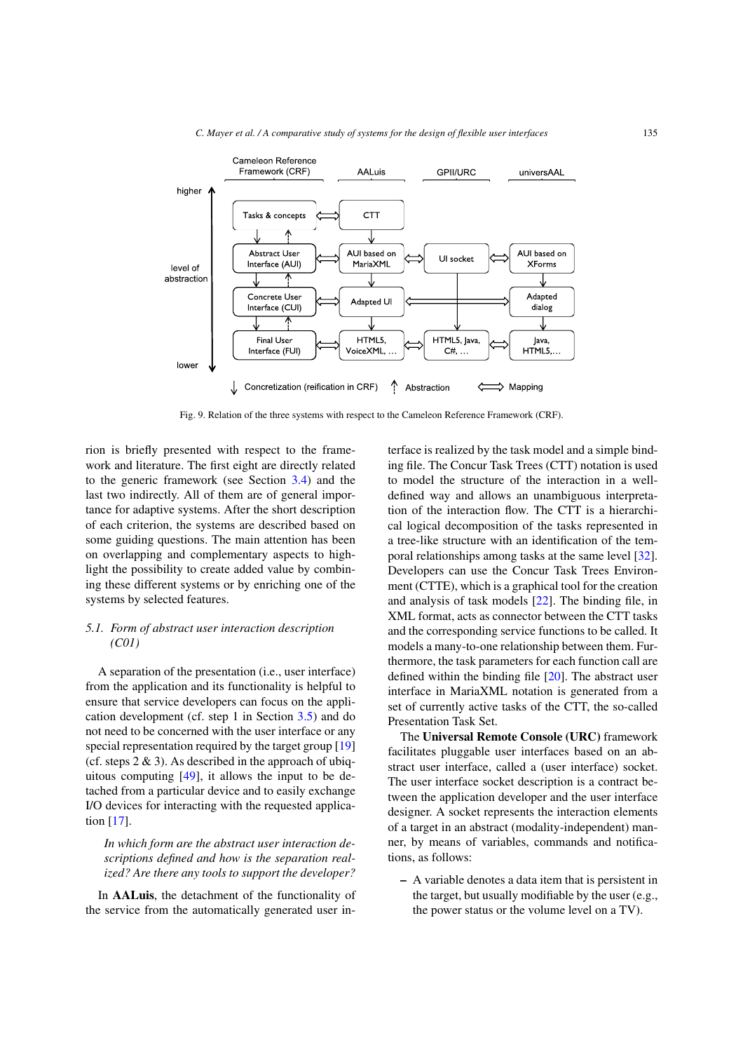Fig. 9. Relation of the three systems with respect to the Cameleon Reference Framework (CRF).

rion is briefly presented with respect to the framework and literature. The first eight are directly related to the generic framework (see Section 3.4) and the last two indirectly. All of them are of general importance for adaptive systems. After the short description of each criterion, the systems are described based on some guiding questions. The main attention has been on overlapping and complementary aspects to highlight the possibility to create added value by combining these different systems or by enriching one of the systems by selected features.

### 5.1. *Form of abstract user interaction description (C01)*

A separation of the presentation (i.e., user interface) from the application and its functionality is helpful to ensure that service developers can focus on the application development (cf. step 1 in Section 3.5) and do not need to be concerned with the user interface or any special representation required by the target group [19] (cf. steps 2 & 3). As described in the approach of ubiquitous computing [49], it allows the input to be detached from a particular device and to easily exchange I/O devices for interacting with the requested application [17].

*In which form are the abstract user interaction descriptions defined and how is the separation realized? Are there any tools to support the developer?*

In **AALuis**, the detachment of the functionality of the service from the automatically generated user interface is realized by the task model and a simple binding file. The Concur Task Trees (CTT) notation is used to model the structure of the interaction in a well-defined way and allows an unambiguous interpretation of the interaction flow. The CTT is a hierarchical logical decomposition of the tasks represented in a tree-like structure with an identification of the temporal relationships among tasks at the same level [32]. Developers can use the Concur Task Trees Environment (CTTE), which is a graphical tool for the creation and analysis of task models [22]. The binding file, in XML format, acts as connector between the CTT tasks and the corresponding service functions to be called. It models a many-to-one relationship between them. Furthermore, the task parameters for each function call are defined within the binding file [20]. The abstract user interface in MariaXML notation is generated from a set of currently active tasks of the CTT, the so-called Presentation Task Set.

The **Universal Remote Console (URC)** framework facilitates pluggable user interfaces based on an abstract user interface, called a (user interface) socket. The user interface socket description is a contract between the application developer and the user interface designer. A socket represents the interaction elements of a target in an abstract (modality-independent) manner, by means of variables, commands and notifications, as follows:

- A variable denotes a data item that is persistent in the target, but usually modifiable by the user (e.g., the power status or the volume level on a TV).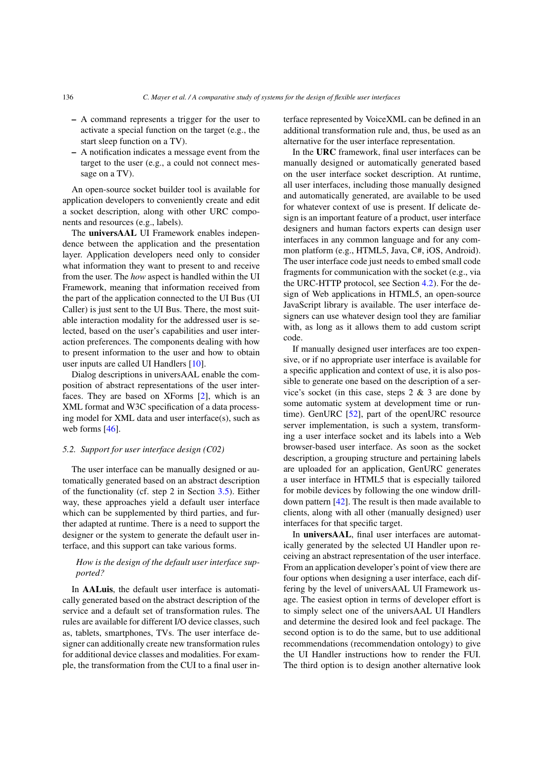– A command represents a trigger for the user to activate a special function on the target (e.g., the start sleep function on a TV).
– A notification indicates a message event from the target to the user (e.g., a could not connect message on a TV).

An open-source socket builder tool is available for application developers to conveniently create and edit a socket description, along with other URC components and resources (e.g., labels).

The **universAAL** UI Framework enables independence between the application and the presentation layer. Application developers need only to consider what information they want to present to and receive from the user. The *how* aspect is handled within the UI Framework, meaning that information received from the part of the application connected to the UI Bus (UI Caller) is just sent to the UI Bus. There, the most suitable interaction modality for the addressed user is selected, based on the user's capabilities and user interaction preferences. The components dealing with how to present information to the user and how to obtain user inputs are called UI Handlers [10].

Dialog descriptions in universAAL enable the composition of abstract representations of the user interfaces. They are based on XForms [2], which is an XML format and W3C specification of a data processing model for XML data and user interface(s), such as web forms [46].

### 5.2. Support for user interface design (C02)

The user interface can be manually designed or automatically generated based on an abstract description of the functionality (cf. step 2 in Section 3.5). Either way, these approaches yield a default user interface which can be supplemented by third parties, and further adapted at runtime. There is a need to support the designer or the system to generate the default user interface, and this support can take various forms.

> *How is the design of the default user interface supported?*

In **AALuis**, the default user interface is automatically generated based on the abstract description of the service and a default set of transformation rules. The rules are available for different I/O device classes, such as, tablets, smartphones, TVs. The user interface designer can additionally create new transformation rules for additional device classes and modalities. For example, the transformation from the CUI to a final user interface represented by VoiceXML can be defined in an additional transformation rule and, thus, be used as an alternative for the user interface representation.

In the **URC** framework, final user interfaces can be manually designed or automatically generated based on the user interface socket description. At runtime, all user interfaces, including those manually designed and automatically generated, are available to be used for whatever context of use is present. If delicate design is an important feature of a product, user interface designers and human factors experts can design user interfaces in any common language and for any common platform (e.g., HTML5, Java, C#, iOS, Android). The user interface code just needs to embed small code fragments for communication with the socket (e.g., via the URC-HTTP protocol, see Section 4.2). For the design of Web applications in HTML5, an open-source JavaScript library is available. The user interface designers can use whatever design tool they are familiar with, as long as it allows them to add custom script code.

If manually designed user interfaces are too expensive, or if no appropriate user interface is available for a specific application and context of use, it is also possible to generate one based on the description of a service's socket (in this case, steps 2 & 3 are done by some automatic system at development time or runtime). GenURC [52], part of the openURC resource server implementation, is such a system, transforming a user interface socket and its labels into a Web browser-based user interface. As soon as the socket description, a grouping structure and pertaining labels are uploaded for an application, GenURC generates a user interface in HTML5 that is especially tailored for mobile devices by following the one window drill-down pattern [42]. The result is then made available to clients, along with all other (manually designed) user interfaces for that specific target.

In **universAAL**, final user interfaces are automatically generated by the selected UI Handler upon receiving an abstract representation of the user interface. From an application developer's point of view there are four options when designing a user interface, each differing by the level of universAAL UI Framework usage. The easiest option in terms of developer effort is to simply select one of the universAAL UI Handlers and determine the desired look and feel package. The second option is to do the same, but to use additional recommendations (recommendation ontology) to give the UI Handler instructions how to render the FUI. The third option is to design another alternative look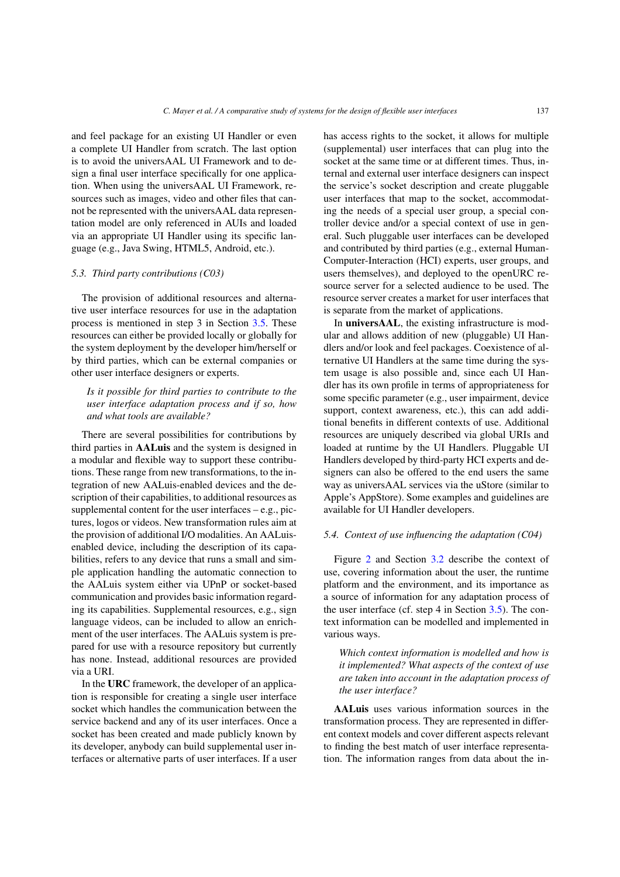and feel package for an existing UI Handler or even a complete UI Handler from scratch. The last option is to avoid the universAAL UI Framework and to design a final user interface specifically for one application. When using the universAAL UI Framework, resources such as images, video and other files that cannot be represented with the universAAL data representation model are only referenced in AUIs and loaded via an appropriate UI Handler using its specific language (e.g., Java Swing, HTML5, Android, etc.).

### 5.3. Third party contributions (C03)

The provision of additional resources and alternative user interface resources for use in the adaptation process is mentioned in step 3 in Section 3.5. These resources can either be provided locally or globally for the system deployment by the developer him/herself or by third parties, which can be external companies or other user interface designers or experts.

> *Is it possible for third parties to contribute to the user interface adaptation process and if so, how and what tools are available?*

There are several possibilities for contributions by third parties in **AALuis** and the system is designed in a modular and flexible way to support these contributions. These range from new transformations, to the integration of new AALuis-enabled devices and the description of their capabilities, to additional resources as supplemental content for the user interfaces – e.g., pictures, logos or videos. New transformation rules aim at the provision of additional I/O modalities. An AALuis-enabled device, including the description of its capabilities, refers to any device that runs a small and simple application handling the automatic connection to the AALuis system either via UPnP or socket-based communication and provides basic information regarding its capabilities. Supplemental resources, e.g., sign language videos, can be included to allow an enrichment of the user interfaces. The AALuis system is prepared for use with a resource repository but currently has none. Instead, additional resources are provided via a URI.

In the **URC** framework, the developer of an application is responsible for creating a single user interface socket which handles the communication between the service backend and any of its user interfaces. Once a socket has been created and made publicly known by its developer, anybody can build supplemental user interfaces or alternative parts of user interfaces. If a user has access rights to the socket, it allows for multiple (supplemental) user interfaces that can plug into the socket at the same time or at different times. Thus, internal and external user interface designers can inspect the service's socket description and create pluggable user interfaces that map to the socket, accommodating the needs of a special user group, a special controller device and/or a special context of use in general. Such pluggable user interfaces can be developed and contributed by third parties (e.g., external Human-Computer-Interaction (HCI) experts, user groups, and users themselves), and deployed to the openURC resource server for a selected audience to be used. The resource server creates a market for user interfaces that is separate from the market of applications.

In **universAAL**, the existing infrastructure is modular and allows addition of new (pluggable) UI Handlers and/or look and feel packages. Coexistence of alternative UI Handlers at the same time during the system usage is also possible and, since each UI Handler has its own profile in terms of appropriateness for some specific parameter (e.g., user impairment, device support, context awareness, etc.), this can add additional benefits in different contexts of use. Additional resources are uniquely described via global URIs and loaded at runtime by the UI Handlers. Pluggable UI Handlers developed by third-party HCI experts and designers can also be offered to the end users the same way as universAAL services via the uStore (similar to Apple's AppStore). Some examples and guidelines are available for UI Handler developers.

### 5.4. Context of use influencing the adaptation (C04)

Figure 2 and Section 3.2 describe the context of use, covering information about the user, the runtime platform and the environment, and its importance as a source of information for any adaptation process of the user interface (cf. step 4 in Section 3.5). The context information can be modelled and implemented in various ways.

> *Which context information is modelled and how is it implemented? What aspects of the context of use are taken into account in the adaptation process of the user interface?*

**AALuis** uses various information sources in the transformation process. They are represented in different context models and cover different aspects relevant to finding the best match of user interface representation. The information ranges from data about the in-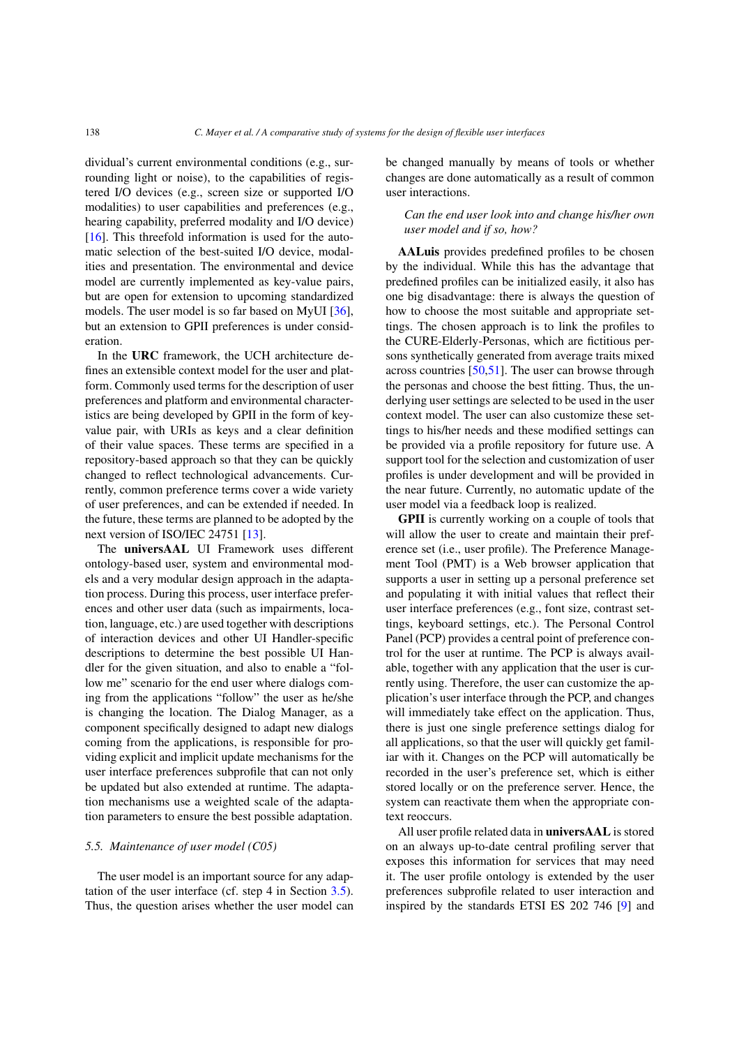dividual's current environmental conditions (e.g., surrounding light or noise), to the capabilities of registered I/O devices (e.g., screen size or supported I/O modalities) to user capabilities and preferences (e.g., hearing capability, preferred modality and I/O device) [16]. This threefold information is used for the automatic selection of the best-suited I/O device, modalities and presentation. The environmental and device model are currently implemented as key-value pairs, but are open for extension to upcoming standardized models. The user model is so far based on MyUI [36], but an extension to GPII preferences is under consideration.

In the **URC** framework, the UCH architecture defines an extensible context model for the user and platform. Commonly used terms for the description of user preferences and platform and environmental characteristics are being developed by GPII in the form of key-value pair, with URIs as keys and a clear definition of their value spaces. These terms are specified in a repository-based approach so that they can be quickly changed to reflect technological advancements. Currently, common preference terms cover a wide variety of user preferences, and can be extended if needed. In the future, these terms are planned to be adopted by the next version of ISO/IEC 24751 [13].

The **universAAL** UI Framework uses different ontology-based user, system and environmental models and a very modular design approach in the adaptation process. During this process, user interface preferences and other user data (such as impairments, location, language, etc.) are used together with descriptions of interaction devices and other UI Handler-specific descriptions to determine the best possible UI Handler for the given situation, and also to enable a "follow me" scenario for the end user where dialogs coming from the applications "follow" the user as he/she is changing the location. The Dialog Manager, as a component specifically designed to adapt new dialogs coming from the applications, is responsible for providing explicit and implicit update mechanisms for the user interface preferences subprofile that can not only be updated but also extended at runtime. The adaptation mechanisms use a weighted scale of the adaptation parameters to ensure the best possible adaptation.

### 5.5. Maintenance of user model (C05)

The user model is an important source for any adaptation of the user interface (cf. step 4 in Section 3.5). Thus, the question arises whether the user model can be changed manually by means of tools or whether changes are done automatically as a result of common user interactions.

> *Can the end user look into and change his/her own user model and if so, how?*

**AALuis** provides predefined profiles to be chosen by the individual. While this has the advantage that predefined profiles can be initialized easily, it also has one big disadvantage: there is always the question of how to choose the most suitable and appropriate settings. The chosen approach is to link the profiles to the CURE-Elderly-Personas, which are fictitious persons synthetically generated from average traits mixed across countries [50,51]. The user can browse through the personas and choose the best fitting. Thus, the underlying user settings are selected to be used in the user context model. The user can also customize these settings to his/her needs and these modified settings can be provided via a profile repository for future use. A support tool for the selection and customization of user profiles is under development and will be provided in the near future. Currently, no automatic update of the user model via a feedback loop is realized.

**GPII** is currently working on a couple of tools that will allow the user to create and maintain their preference set (i.e., user profile). The Preference Management Tool (PMT) is a Web browser application that supports a user in setting up a personal preference set and populating it with initial values that reflect their user interface preferences (e.g., font size, contrast settings, keyboard settings, etc.). The Personal Control Panel (PCP) provides a central point of preference control for the user at runtime. The PCP is always available, together with any application that the user is currently using. Therefore, the user can customize the application's user interface through the PCP, and changes will immediately take effect on the application. Thus, there is just one single preference settings dialog for all applications, so that the user will quickly get familiar with it. Changes on the PCP will automatically be recorded in the user's preference set, which is either stored locally or on the preference server. Hence, the system can reactivate them when the appropriate context reoccurs.

All user profile related data in **universAAL** is stored on an always up-to-date central profiling server that exposes this information for services that may need it. The user profile ontology is extended by the user preferences subprofile related to user interaction and inspired by the standards ETSI ES 202 746 [9] and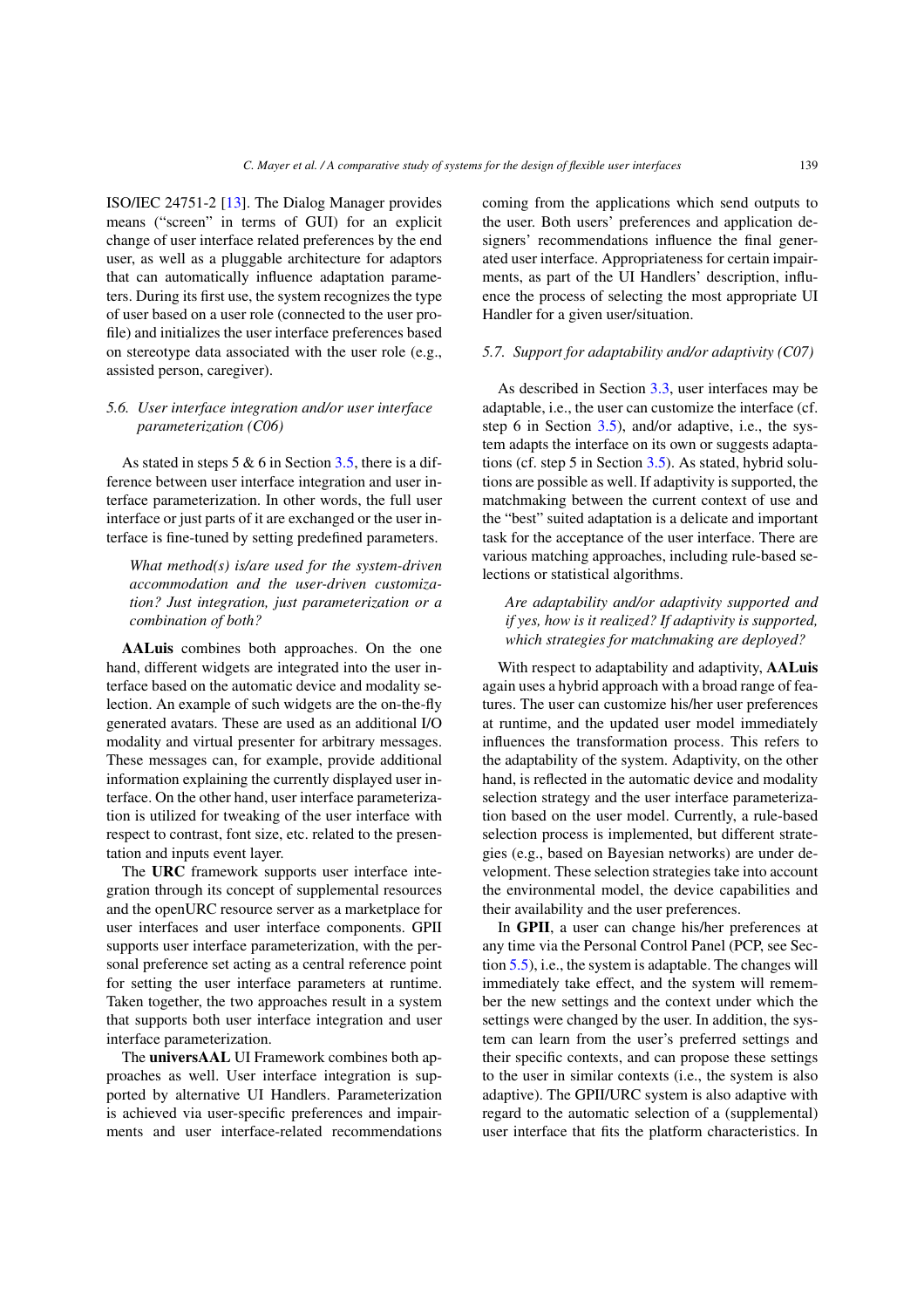ISO/IEC 24751-2 [13]. The Dialog Manager provides means ("screen" in terms of GUI) for an explicit change of user interface related preferences by the end user, as well as a pluggable architecture for adaptors that can automatically influence adaptation parameters. During its first use, the system recognizes the type of user based on a user role (connected to the user profile) and initializes the user interface preferences based on stereotype data associated with the user role (e.g., assisted person, caregiver).

### 5.6. User interface integration and/or user interface parameterization (C06)

As stated in steps 5 & 6 in Section 3.5, there is a difference between user interface integration and user interface parameterization. In other words, the full user interface or just parts of it are exchanged or the user interface is fine-tuned by setting predefined parameters.

> *What method(s) is/are used for the system-driven accommodation and the user-driven customization? Just integration, just parameterization or a combination of both?*

**AALuis** combines both approaches. On the one hand, different widgets are integrated into the user interface based on the automatic device and modality selection. An example of such widgets are the on-the-fly generated avatars. These are used as an additional I/O modality and virtual presenter for arbitrary messages. These messages can, for example, provide additional information explaining the currently displayed user interface. On the other hand, user interface parameterization is utilized for tweaking of the user interface with respect to contrast, font size, etc. related to the presentation and inputs event layer.

The **URC** framework supports user interface integration through its concept of supplemental resources and the openURC resource server as a marketplace for user interfaces and user interface components. GPII supports user interface parameterization, with the personal preference set acting as a central reference point for setting the user interface parameters at runtime. Taken together, the two approaches result in a system that supports both user interface integration and user interface parameterization.

The **universAAL** UI Framework combines both approaches as well. User interface integration is supported by alternative UI Handlers. Parameterization is achieved via user-specific preferences and impairments and user interface-related recommendations coming from the applications which send outputs to the user. Both users' preferences and application designers' recommendations influence the final generated user interface. Appropriateness for certain impairments, as part of the UI Handlers' description, influence the process of selecting the most appropriate UI Handler for a given user/situation.

### 5.7. Support for adaptability and/or adaptivity (C07)

As described in Section 3.3, user interfaces may be adaptable, i.e., the user can customize the interface (cf. step 6 in Section 3.5), and/or adaptive, i.e., the system adapts the interface on its own or suggests adaptations (cf. step 5 in Section 3.5). As stated, hybrid solutions are possible as well. If adaptivity is supported, the matchmaking between the current context of use and the "best" suited adaptation is a delicate and important task for the acceptance of the user interface. There are various matching approaches, including rule-based selections or statistical algorithms.

> *Are adaptability and/or adaptivity supported and if yes, how is it realized? If adaptivity is supported, which strategies for matchmaking are deployed?*

With respect to adaptability and adaptivity, **AALuis** again uses a hybrid approach with a broad range of features. The user can customize his/her user preferences at runtime, and the updated user model immediately influences the transformation process. This refers to the adaptability of the system. Adaptivity, on the other hand, is reflected in the automatic device and modality selection strategy and the user interface parameterization based on the user model. Currently, a rule-based selection process is implemented, but different strategies (e.g., based on Bayesian networks) are under development. These selection strategies take into account the environmental model, the device capabilities and their availability and the user preferences.

In **GPII**, a user can change his/her preferences at any time via the Personal Control Panel (PCP, see Section 5.5), i.e., the system is adaptable. The changes will immediately take effect, and the system will remember the new settings and the context under which the settings were changed by the user. In addition, the system can learn from the user's preferred settings and their specific contexts, and can propose these settings to the user in similar contexts (i.e., the system is also adaptive). The GPII/URC system is also adaptive with regard to the automatic selection of a (supplemental) user interface that fits the platform characteristics. In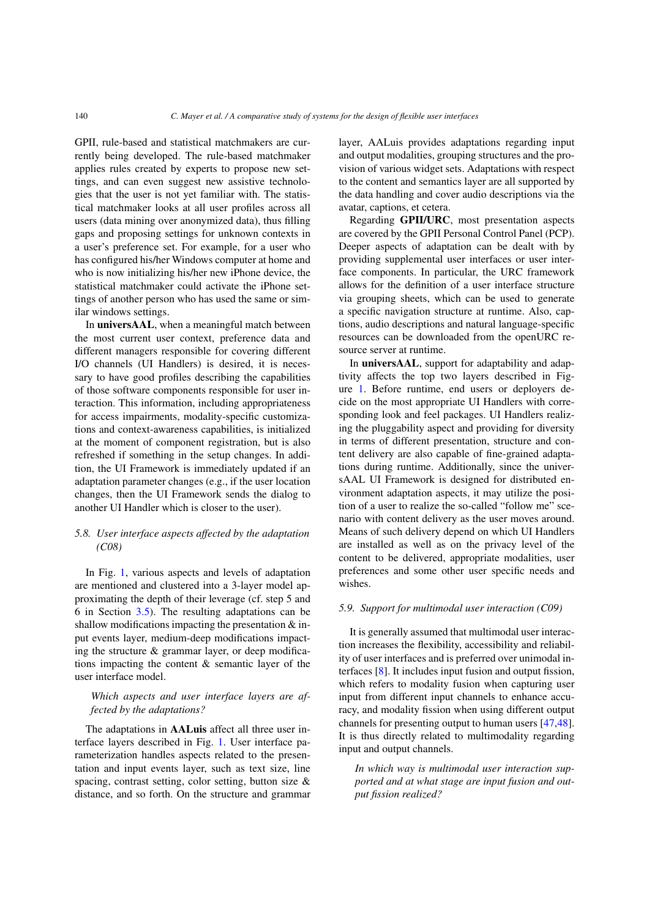GPII, rule-based and statistical matchmakers are currently being developed. The rule-based matchmaker applies rules created by experts to propose new settings, and can even suggest new assistive technologies that the user is not yet familiar with. The statistical matchmaker looks at all user profiles across all users (data mining over anonymized data), thus filling gaps and proposing settings for unknown contexts in a user's preference set. For example, for a user who has configured his/her Windows computer at home and who is now initializing his/her new iPhone device, the statistical matchmaker could activate the iPhone settings of another person who has used the same or similar windows settings.

In **universAAL**, when a meaningful match between the most current user context, preference data and different managers responsible for covering different I/O channels (UI Handlers) is desired, it is necessary to have good profiles describing the capabilities of those software components responsible for user interaction. This information, including appropriateness for access impairments, modality-specific customizations and context-awareness capabilities, is initialized at the moment of component registration, but is also refreshed if something in the setup changes. In addition, the UI Framework is immediately updated if an adaptation parameter changes (e.g., if the user location changes, then the UI Framework sends the dialog to another UI Handler which is closer to the user).

### 5.8. *User interface aspects affected by the adaptation (C08)*

In Fig. 1, various aspects and levels of adaptation are mentioned and clustered into a 3-layer model approximating the depth of their leverage (cf. step 5 and 6 in Section 3.5). The resulting adaptations can be shallow modifications impacting the presentation & input events layer, medium-deep modifications impacting the structure & grammar layer, or deep modifications impacting the content & semantic layer of the user interface model.

> *Which aspects and user interface layers are affected by the adaptations?*

The adaptations in **AALuis** affect all three user interface layers described in Fig. 1. User interface parameterization handles aspects related to the presentation and input events layer, such as text size, line spacing, contrast setting, color setting, button size & distance, and so forth. On the structure and grammar layer, AALuis provides adaptations regarding input and output modalities, grouping structures and the provision of various widget sets. Adaptations with respect to the content and semantics layer are all supported by the data handling and cover audio descriptions via the avatar, captions, et cetera.

Regarding **GPII/URC**, most presentation aspects are covered by the GPII Personal Control Panel (PCP). Deeper aspects of adaptation can be dealt with by providing supplemental user interfaces or user interface components. In particular, the URC framework allows for the definition of a user interface structure via grouping sheets, which can be used to generate a specific navigation structure at runtime. Also, captions, audio descriptions and natural language-specific resources can be downloaded from the openURC resource server at runtime.

In **universAAL**, support for adaptability and adaptivity affects the top two layers described in Figure 1. Before runtime, end users or deployers decide on the most appropriate UI Handlers with corresponding look and feel packages. UI Handlers realizing the pluggability aspect and providing for diversity in terms of different presentation, structure and content delivery are also capable of fine-grained adaptations during runtime. Additionally, since the universAAL UI Framework is designed for distributed environment adaptation aspects, it may utilize the position of a user to realize the so-called "follow me" scenario with content delivery as the user moves around. Means of such delivery depend on which UI Handlers are installed as well as on the privacy level of the content to be delivered, appropriate modalities, user preferences and some other user specific needs and wishes.

### 5.9. *Support for multimodal user interaction (C09)*

It is generally assumed that multimodal user interaction increases the flexibility, accessibility and reliability of user interfaces and is preferred over unimodal interfaces [8]. It includes input fusion and output fission, which refers to modality fusion when capturing user input from different input channels to enhance accuracy, and modality fission when using different output channels for presenting output to human users [47,48]. It is thus directly related to multimodality regarding input and output channels.

> *In which way is multimodal user interaction supported and at what stage are input fusion and output fission realized?*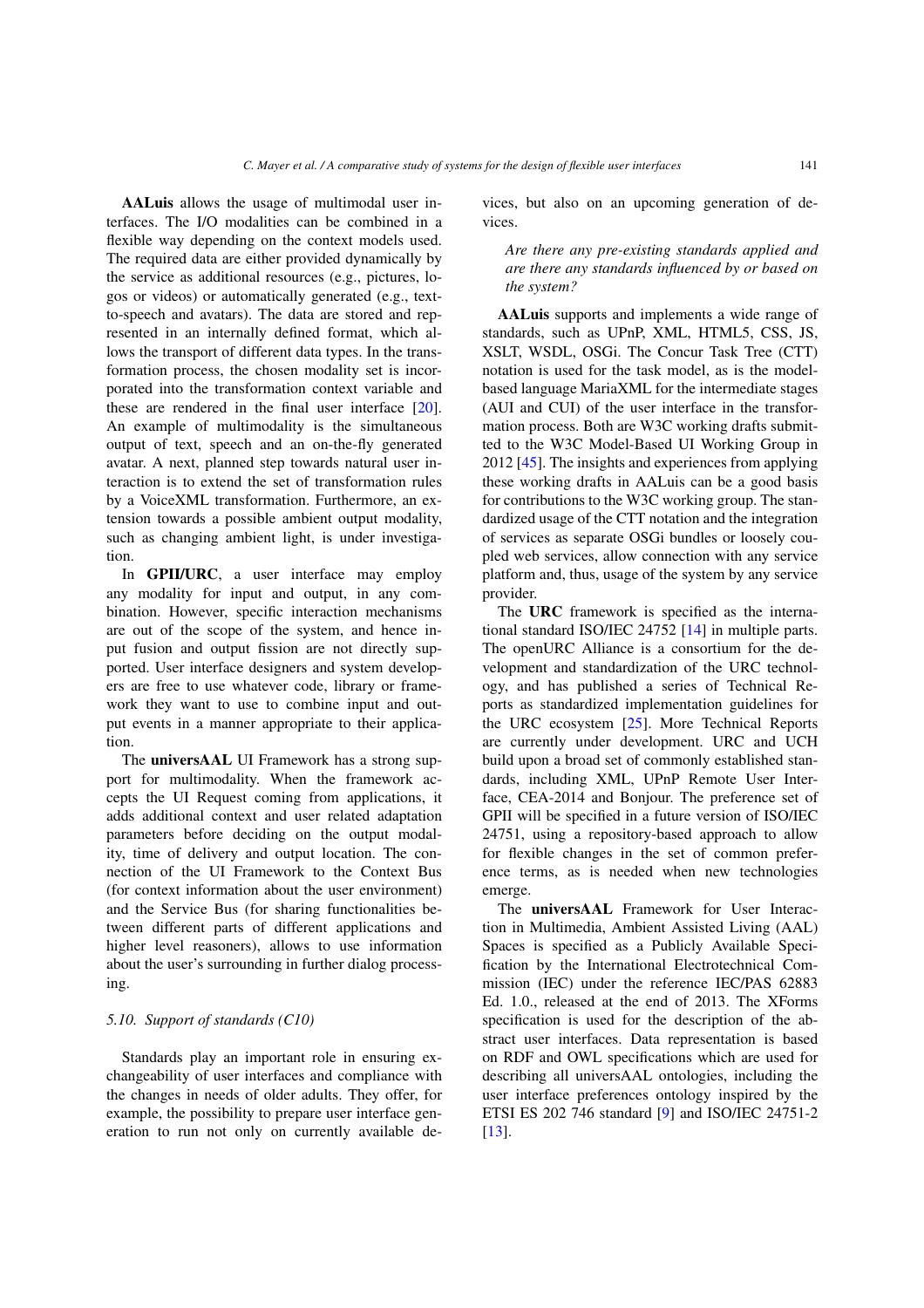**AALuis** allows the usage of multimodal user interfaces. The I/O modalities can be combined in a flexible way depending on the context models used. The required data are either provided dynamically by the service as additional resources (e.g., pictures, logos or videos) or automatically generated (e.g., text-to-speech and avatars). The data are stored and represented in an internally defined format, which allows the transport of different data types. In the transformation process, the chosen modality set is incorporated into the transformation context variable and these are rendered in the final user interface [20]. An example of multimodality is the simultaneous output of text, speech and an on-the-fly generated avatar. A next, planned step towards natural user interaction is to extend the set of transformation rules by a VoiceXML transformation. Furthermore, an extension towards a possible ambient output modality, such as changing ambient light, is under investigation.

In **GPII/URC**, a user interface may employ any modality for input and output, in any combination. However, specific interaction mechanisms are out of the scope of the system, and hence input fusion and output fission are not directly supported. User interface designers and system developers are free to use whatever code, library or framework they want to use to combine input and output events in a manner appropriate to their application.

The **universAAL** UI Framework has a strong support for multimodality. When the framework accepts the UI Request coming from applications, it adds additional context and user related adaptation parameters before deciding on the output modality, time of delivery and output location. The connection of the UI Framework to the Context Bus (for context information about the user environment) and the Service Bus (for sharing functionalities between different parts of different applications and higher level reasoners), allows to use information about the user's surrounding in further dialog processing.

### 5.10. Support of standards (C10)

Standards play an important role in ensuring exchangeability of user interfaces and compliance with the changes in needs of older adults. They offer, for example, the possibility to prepare user interface generation to run not only on currently available devices, but also on an upcoming generation of devices.

*Are there any pre-existing standards applied and are there any standards influenced by or based on the system?*

**AALuis** supports and implements a wide range of standards, such as UPnP, XML, HTML5, CSS, JS, XSLT, WSDL, OSGi. The Concur Task Tree (CTT) notation is used for the task model, as is the model-based language MariaXML for the intermediate stages (AUI and CUI) of the user interface in the transformation process. Both are W3C working drafts submitted to the W3C Model-Based UI Working Group in 2012 [45]. The insights and experiences from applying these working drafts in AALuis can be a good basis for contributions to the W3C working group. The standardized usage of the CTT notation and the integration of services as separate OSGi bundles or loosely coupled web services, allow connection with any service platform and, thus, usage of the system by any service provider.

The **URC** framework is specified as the international standard ISO/IEC 24752 [14] in multiple parts. The openURC Alliance is a consortium for the development and standardization of the URC technology, and has published a series of Technical Reports as standardized implementation guidelines for the URC ecosystem [25]. More Technical Reports are currently under development. URC and UCH build upon a broad set of commonly established standards, including XML, UPnP Remote User Interface, CEA-2014 and Bonjour. The preference set of GPII will be specified in a future version of ISO/IEC 24751, using a repository-based approach to allow for flexible changes in the set of common preference terms, as is needed when new technologies emerge.

The **universAAL** Framework for User Interaction in Multimedia, Ambient Assisted Living (AAL) Spaces is specified as a Publicly Available Specification by the International Electrotechnical Commission (IEC) under the reference IEC/PAS 62883 Ed. 1.0., released at the end of 2013. The XForms specification is used for the description of the abstract user interfaces. Data representation is based on RDF and OWL specifications which are used for describing all universAAL ontologies, including the user interface preferences ontology inspired by the ETSI ES 202 746 standard [9] and ISO/IEC 24751-2 [13].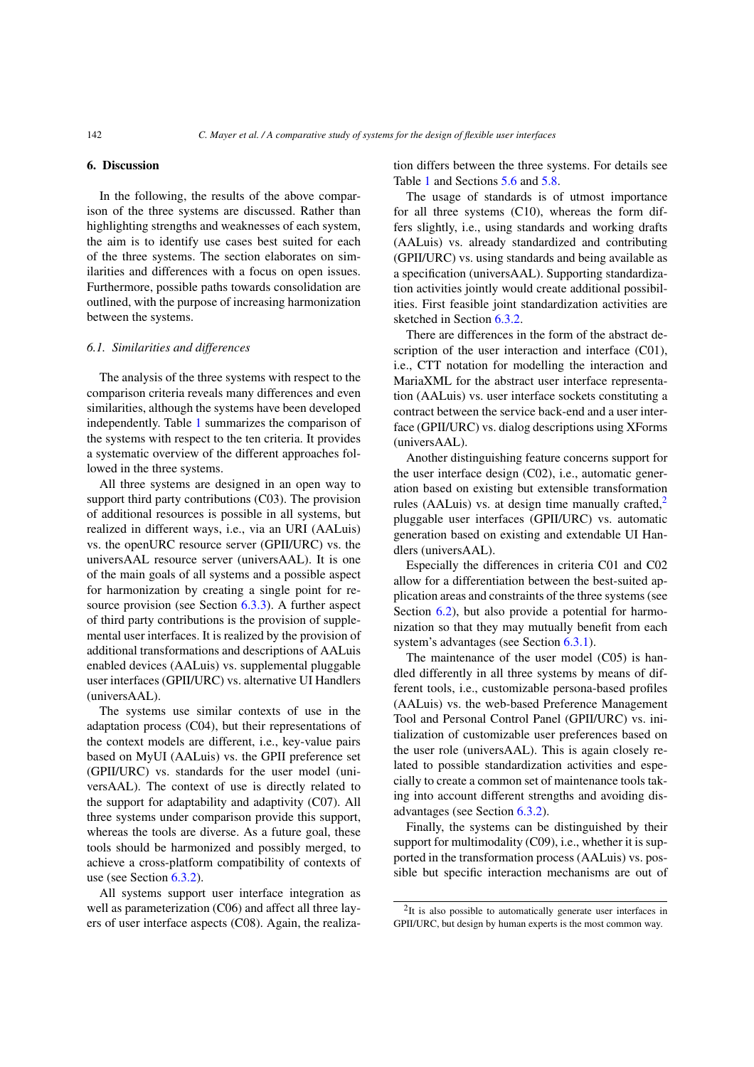## 6. Discussion

In the following, the results of the above comparison of the three systems are discussed. Rather than highlighting strengths and weaknesses of each system, the aim is to identify use cases best suited for each of the three systems. The section elaborates on similarities and differences with a focus on open issues. Furthermore, possible paths towards consolidation are outlined, with the purpose of increasing harmonization between the systems.

### *6.1. Similarities and differences*

The analysis of the three systems with respect to the comparison criteria reveals many differences and even similarities, although the systems have been developed independently. Table 1 summarizes the comparison of the systems with respect to the ten criteria. It provides a systematic overview of the different approaches followed in the three systems.

All three systems are designed in an open way to support third party contributions (C03). The provision of additional resources is possible in all systems, but realized in different ways, i.e., via an URI (AALuis) vs. the openURC resource server (GPII/URC) vs. the universAAL resource server (universAAL). It is one of the main goals of all systems and a possible aspect for harmonization by creating a single point for resource provision (see Section 6.3.3). A further aspect of third party contributions is the provision of supplemental user interfaces. It is realized by the provision of additional transformations and descriptions of AALuis enabled devices (AALuis) vs. supplemental pluggable user interfaces (GPII/URC) vs. alternative UI Handlers (universAAL).

The systems use similar contexts of use in the adaptation process (C04), but their representations of the context models are different, i.e., key-value pairs based on MyUI (AALuis) vs. the GPII preference set (GPII/URC) vs. standards for the user model (universAAL). The context of use is directly related to the support for adaptability and adaptivity (C07). All three systems under comparison provide this support, whereas the tools are diverse. As a future goal, these tools should be harmonized and possibly merged, to achieve a cross-platform compatibility of contexts of use (see Section 6.3.2).

All systems support user interface integration as well as parameterization (C06) and affect all three layers of user interface aspects (C08). Again, the realization differs between the three systems. For details see Table 1 and Sections 5.6 and 5.8.

The usage of standards is of utmost importance for all three systems (C10), whereas the form differs slightly, i.e., using standards and working drafts (AALuis) vs. already standardized and contributing (GPII/URC) vs. using standards and being available as a specification (universAAL). Supporting standardization activities jointly would create additional possibilities. First feasible joint standardization activities are sketched in Section 6.3.2.

There are differences in the form of the abstract description of the user interaction and interface (C01), i.e., CTT notation for modelling the interaction and MariaXML for the abstract user interface representation (AALuis) vs. user interface sockets constituting a contract between the service back-end and a user interface (GPII/URC) vs. dialog descriptions using XForms (universAAL).

Another distinguishing feature concerns support for the user interface design (C02), i.e., automatic generation based on existing but extensible transformation rules (AALuis) vs. at design time manually crafted,[2] pluggable user interfaces (GPII/URC) vs. automatic generation based on existing and extendable UI Handlers (universAAL).

Especially the differences in criteria C01 and C02 allow for a differentiation between the best-suited application areas and constraints of the three systems (see Section 6.2), but also provide a potential for harmonization so that they may mutually benefit from each system's advantages (see Section 6.3.1).

The maintenance of the user model (C05) is handled differently in all three systems by means of different tools, i.e., customizable persona-based profiles (AALuis) vs. the web-based Preference Management Tool and Personal Control Panel (GPII/URC) vs. initialization of customizable user preferences based on the user role (universAAL). This is again closely related to possible standardization activities and especially to create a common set of maintenance tools taking into account different strengths and avoiding disadvantages (see Section 6.3.2).

Finally, the systems can be distinguished by their support for multimodality (C09), i.e., whether it is supported in the transformation process (AALuis) vs. possible but specific interaction mechanisms are out of

[2]It is also possible to automatically generate user interfaces in GPII/URC, but design by human experts is the most common way.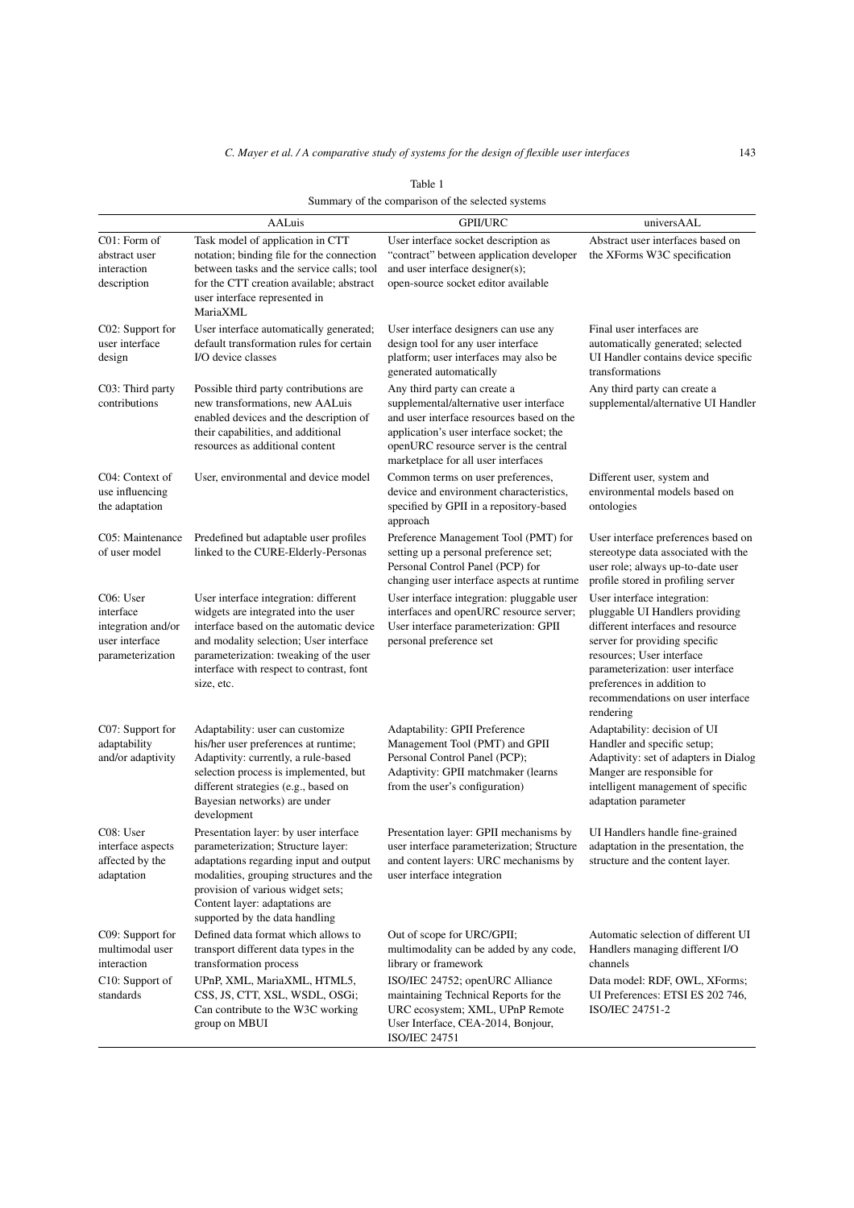Table 1

Summary of the comparison of the selected systems

| | AALuis | GPII/URC | universAAL |
|---|---|---|---|
| C01: Form of abstract user interaction description | Task model of application in CTT notation; binding file for the connection between tasks and the service calls; tool for the CTT creation available; abstract user interface represented in MariaXML | User interface socket description as "contract" between application developer and user interface designer(s); open-source socket editor available | Abstract user interfaces based on the XForms W3C specification |
| C02: Support for user interface design | User interface automatically generated; default transformation rules for certain I/O device classes | User interface designers can use any design tool for any user interface platform; user interfaces may also be generated automatically | Final user interfaces are automatically generated; selected UI Handler contains device specific transformations |
| C03: Third party contributions | Possible third party contributions are new transformations, new AALuis enabled devices and the description of their capabilities, and additional resources as additional content | Any third party can create a supplemental/alternative user interface and user interface resources based on the application's user interface socket; the openURC resource server is the central marketplace for all user interfaces | Any third party can create a supplemental/alternative UI Handler |
| C04: Context of use influencing the adaptation | User, environmental and device model | Common terms on user preferences, device and environment characteristics, specified by GPII in a repository-based approach | Different user, system and environmental models based on ontologies |
| C05: Maintenance of user model | Predefined but adaptable user profiles linked to the CURE-Elderly-Personas | Preference Management Tool (PMT) for setting up a personal preference set; Personal Control Panel (PCP) for changing user interface aspects at runtime | User interface preferences based on stereotype data associated with the user role; always up-to-date user profile stored in profiling server |
| C06: User interface integration and/or user interface parameterization | User interface integration: different widgets are integrated into the user interface based on the automatic device and modality selection; User interface parameterization: tweaking of the user interface with respect to contrast, font size, etc. | User interface integration: pluggable user interfaces and openURC resource server; User interface parameterization: GPII personal preference set | User interface integration: pluggable UI Handlers providing different interfaces and resource server for providing specific resources; User interface parameterization: user interface preferences in addition to recommendations on user interface rendering |
| C07: Support for adaptability and/or adaptivity | Adaptability: user can customize his/her user preferences at runtime; Adaptivity: currently, a rule-based selection process is implemented, but different strategies (e.g., based on Bayesian networks) are under development | Adaptability: GPII Preference Management Tool (PMT) and GPII Personal Control Panel (PCP); Adaptivity: GPII matchmaker (learns from the user's configuration) | Adaptability: decision of UI Handler and specific setup; Adaptivity: set of adapters in Dialog Manger are responsible for intelligent management of specific adaptation parameter |
| C08: User interface aspects affected by the adaptation | Presentation layer: by user interface parameterization; Structure layer: adaptations regarding input and output modalities, grouping structures and the provision of various widget sets; Content layer: adaptations are supported by the data handling | Presentation layer: GPII mechanisms by user interface parameterization; Structure and content layers: URC mechanisms by user interface integration | UI Handlers handle fine-grained adaptation in the presentation, the structure and the content layer. |
| C09: Support for multimodal user interaction | Defined data format which allows to transport different data types in the transformation process | Out of scope for URC/GPII; multimodality can be added by any code, library or framework | Automatic selection of different UI Handlers managing different I/O channels |
| C10: Support of standards | UPnP, XML, MariaXML, HTML5, CSS, JS, CTT, XSL, WSDL, OSGi; Can contribute to the W3C working group on MBUI | ISO/IEC 24752; openURC Alliance maintaining Technical Reports for the URC ecosystem; XML, UPnP Remote User Interface, CEA-2014, Bonjour, ISO/IEC 24751 | Data model: RDF, OWL, XForms; UI Preferences: ETSI ES 202 746, ISO/IEC 24751-2 |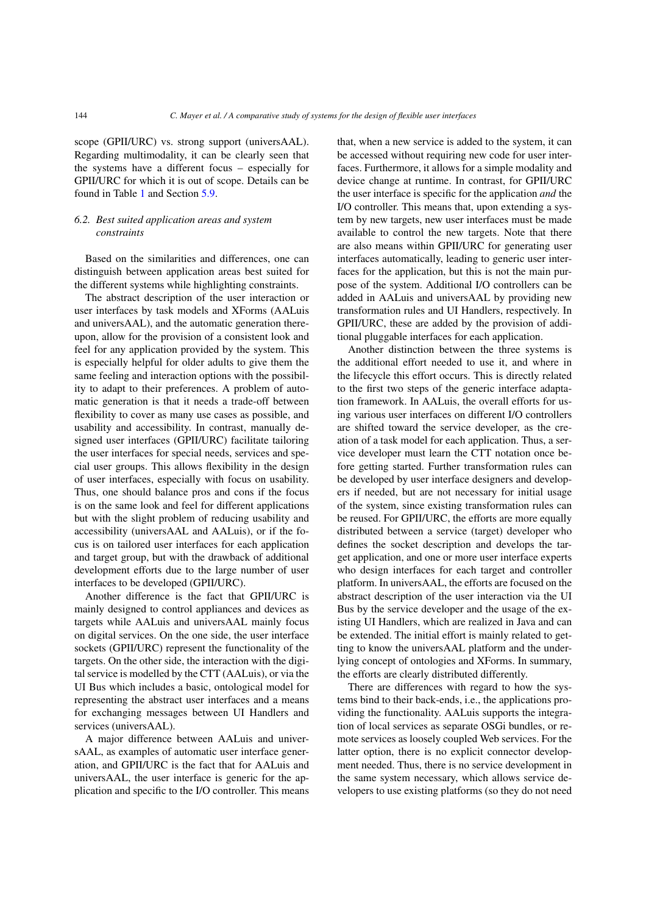scope (GPII/URC) vs. strong support (universAAL). Regarding multimodality, it can be clearly seen that the systems have a different focus – especially for GPII/URC for which it is out of scope. Details can be found in Table 1 and Section 5.9.

### 6.2. Best suited application areas and system constraints

Based on the similarities and differences, one can distinguish between application areas best suited for the different systems while highlighting constraints.

The abstract description of the user interaction or user interfaces by task models and XForms (AALuis and universAAL), and the automatic generation thereupon, allow for the provision of a consistent look and feel for any application provided by the system. This is especially helpful for older adults to give them the same feeling and interaction options with the possibility to adapt to their preferences. A problem of automatic generation is that it needs a trade-off between flexibility to cover as many use cases as possible, and usability and accessibility. In contrast, manually designed user interfaces (GPII/URC) facilitate tailoring the user interfaces for special needs, services and special user groups. This allows flexibility in the design of user interfaces, especially with focus on usability. Thus, one should balance pros and cons if the focus is on the same look and feel for different applications but with the slight problem of reducing usability and accessibility (universAAL and AALuis), or if the focus is on tailored user interfaces for each application and target group, but with the drawback of additional development efforts due to the large number of user interfaces to be developed (GPII/URC).

Another difference is the fact that GPII/URC is mainly designed to control appliances and devices as targets while AALuis and universAAL mainly focus on digital services. On the one side, the user interface sockets (GPII/URC) represent the functionality of the targets. On the other side, the interaction with the digital service is modelled by the CTT (AALuis), or via the UI Bus which includes a basic, ontological model for representing the abstract user interfaces and a means for exchanging messages between UI Handlers and services (universAAL).

A major difference between AALuis and universAAL, as examples of automatic user interface generation, and GPII/URC is the fact that for AALuis and universAAL, the user interface is generic for the application and specific to the I/O controller. This means that, when a new service is added to the system, it can be accessed without requiring new code for user interfaces. Furthermore, it allows for a simple modality and device change at runtime. In contrast, for GPII/URC the user interface is specific for the application *and* the I/O controller. This means that, upon extending a system by new targets, new user interfaces must be made available to control the new targets. Note that there are also means within GPII/URC for generating user interfaces automatically, leading to generic user interfaces for the application, but this is not the main purpose of the system. Additional I/O controllers can be added in AALuis and universAAL by providing new transformation rules and UI Handlers, respectively. In GPII/URC, these are added by the provision of additional pluggable interfaces for each application.

Another distinction between the three systems is the additional effort needed to use it, and where in the lifecycle this effort occurs. This is directly related to the first two steps of the generic interface adaptation framework. In AALuis, the overall efforts for using various user interfaces on different I/O controllers are shifted toward the service developer, as the creation of a task model for each application. Thus, a service developer must learn the CTT notation once before getting started. Further transformation rules can be developed by user interface designers and developers if needed, but are not necessary for initial usage of the system, since existing transformation rules can be reused. For GPII/URC, the efforts are more equally distributed between a service (target) developer who defines the socket description and develops the target application, and one or more user interface experts who design interfaces for each target and controller platform. In universAAL, the efforts are focused on the abstract description of the user interaction via the UI Bus by the service developer and the usage of the existing UI Handlers, which are realized in Java and can be extended. The initial effort is mainly related to getting to know the universAAL platform and the underlying concept of ontologies and XForms. In summary, the efforts are clearly distributed differently.

There are differences with regard to how the systems bind to their back-ends, i.e., the applications providing the functionality. AALuis supports the integration of local services as separate OSGi bundles, or remote services as loosely coupled Web services. For the latter option, there is no explicit connector development needed. Thus, there is no service development in the same system necessary, which allows service developers to use existing platforms (so they do not need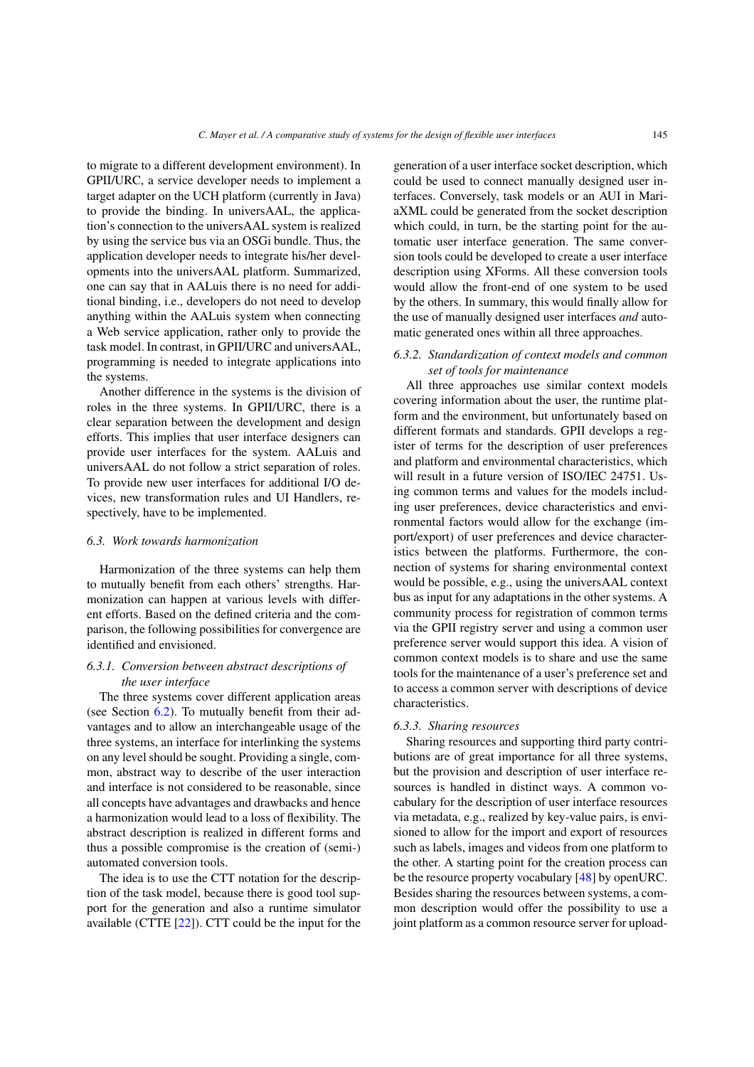to migrate to a different development environment). In GPII/URC, a service developer needs to implement a target adapter on the UCH platform (currently in Java) to provide the binding. In universAAL, the application's connection to the universAAL system is realized by using the service bus via an OSGi bundle. Thus, the application developer needs to integrate his/her developments into the universAAL platform. Summarized, one can say that in AALuis there is no need for additional binding, i.e., developers do not need to develop anything within the AALuis system when connecting a Web service application, rather only to provide the task model. In contrast, in GPII/URC and universAAL, programming is needed to integrate applications into the systems.

Another difference in the systems is the division of roles in the three systems. In GPII/URC, there is a clear separation between the development and design efforts. This implies that user interface designers can provide user interfaces for the system. AALuis and universAAL do not follow a strict separation of roles. To provide new user interfaces for additional I/O devices, new transformation rules and UI Handlers, respectively, have to be implemented.

### 6.3. Work towards harmonization

Harmonization of the three systems can help them to mutually benefit from each others' strengths. Harmonization can happen at various levels with different efforts. Based on the defined criteria and the comparison, the following possibilities for convergence are identified and envisioned.

#### 6.3.1. Conversion between abstract descriptions of the user interface

The three systems cover different application areas (see Section 6.2). To mutually benefit from their advantages and to allow an interchangeable usage of the three systems, an interface for interlinking the systems on any level should be sought. Providing a single, common, abstract way to describe of the user interaction and interface is not considered to be reasonable, since all concepts have advantages and drawbacks and hence a harmonization would lead to a loss of flexibility. The abstract description is realized in different forms and thus a possible compromise is the creation of (semi-) automated conversion tools.

The idea is to use the CTT notation for the description of the task model, because there is good tool support for the generation and also a runtime simulator available (CTTE [22]). CTT could be the input for the generation of a user interface socket description, which could be used to connect manually designed user interfaces. Conversely, task models or an AUI in MariaXML could be generated from the socket description which could, in turn, be the starting point for the automatic user interface generation. The same conversion tools could be developed to create a user interface description using XForms. All these conversion tools would allow the front-end of one system to be used by the others. In summary, this would finally allow for the use of manually designed user interfaces *and* automatic generated ones within all three approaches.

#### 6.3.2. Standardization of context models and common set of tools for maintenance

All three approaches use similar context models covering information about the user, the runtime platform and the environment, but unfortunately based on different formats and standards. GPII develops a register of terms for the description of user preferences and platform and environmental characteristics, which will result in a future version of ISO/IEC 24751. Using common terms and values for the models including user preferences, device characteristics and environmental factors would allow for the exchange (import/export) of user preferences and device characteristics between the platforms. Furthermore, the connection of systems for sharing environmental context would be possible, e.g., using the universAAL context bus as input for any adaptations in the other systems. A community process for registration of common terms via the GPII registry server and using a common user preference server would support this idea. A vision of common context models is to share and use the same tools for the maintenance of a user's preference set and to access a common server with descriptions of device characteristics.

#### 6.3.3. Sharing resources

Sharing resources and supporting third party contributions are of great importance for all three systems, but the provision and description of user interface resources is handled in distinct ways. A common vocabulary for the description of user interface resources via metadata, e.g., realized by key-value pairs, is envisioned to allow for the import and export of resources such as labels, images and videos from one platform to the other. A starting point for the creation process can be the resource property vocabulary [48] by openURC. Besides sharing the resources between systems, a common description would offer the possibility to use a joint platform as a common resource server for upload-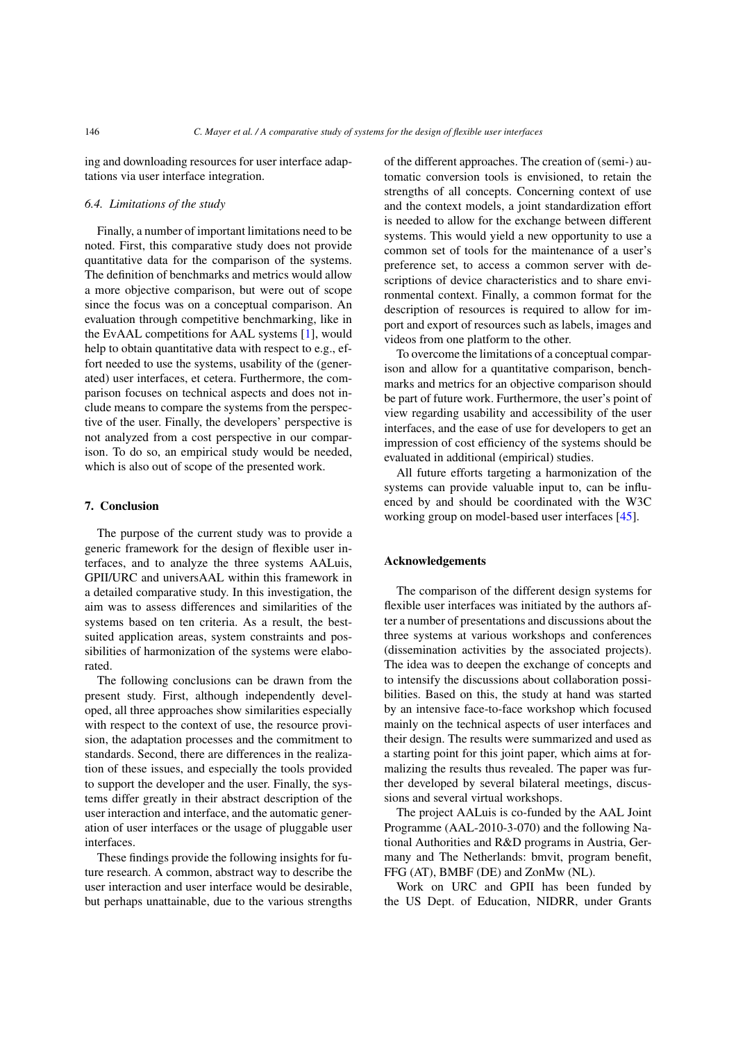ing and downloading resources for user interface adaptations via user interface integration.

### 6.4. Limitations of the study

Finally, a number of important limitations need to be noted. First, this comparative study does not provide quantitative data for the comparison of the systems. The definition of benchmarks and metrics would allow a more objective comparison, but were out of scope since the focus was on a conceptual comparison. An evaluation through competitive benchmarking, like in the EvAAL competitions for AAL systems [1], would help to obtain quantitative data with respect to e.g., effort needed to use the systems, usability of the (generated) user interfaces, et cetera. Furthermore, the comparison focuses on technical aspects and does not include means to compare the systems from the perspective of the user. Finally, the developers' perspective is not analyzed from a cost perspective in our comparison. To do so, an empirical study would be needed, which is also out of scope of the presented work.

## 7. Conclusion

The purpose of the current study was to provide a generic framework for the design of flexible user interfaces, and to analyze the three systems AALuis, GPII/URC and universAAL within this framework in a detailed comparative study. In this investigation, the aim was to assess differences and similarities of the systems based on ten criteria. As a result, the best-suited application areas, system constraints and possibilities of harmonization of the systems were elaborated.

The following conclusions can be drawn from the present study. First, although independently developed, all three approaches show similarities especially with respect to the context of use, the resource provision, the adaptation processes and the commitment to standards. Second, there are differences in the realization of these issues, and especially the tools provided to support the developer and the user. Finally, the systems differ greatly in their abstract description of the user interaction and interface, and the automatic generation of user interfaces or the usage of pluggable user interfaces.

These findings provide the following insights for future research. A common, abstract way to describe the user interaction and user interface would be desirable, but perhaps unattainable, due to the various strengths of the different approaches. The creation of (semi-) automatic conversion tools is envisioned, to retain the strengths of all concepts. Concerning context of use and the context models, a joint standardization effort is needed to allow for the exchange between different systems. This would yield a new opportunity to use a common set of tools for the maintenance of a user's preference set, to access a common server with descriptions of device characteristics and to share environmental context. Finally, a common format for the description of resources is required to allow for import and export of resources such as labels, images and videos from one platform to the other.

To overcome the limitations of a conceptual comparison and allow for a quantitative comparison, benchmarks and metrics for an objective comparison should be part of future work. Furthermore, the user's point of view regarding usability and accessibility of the user interfaces, and the ease of use for developers to get an impression of cost efficiency of the systems should be evaluated in additional (empirical) studies.

All future efforts targeting a harmonization of the systems can provide valuable input to, can be influenced by and should be coordinated with the W3C working group on model-based user interfaces [45].

## Acknowledgements

The comparison of the different design systems for flexible user interfaces was initiated by the authors after a number of presentations and discussions about the three systems at various workshops and conferences (dissemination activities by the associated projects). The idea was to deepen the exchange of concepts and to intensify the discussions about collaboration possibilities. Based on this, the study at hand was started by an intensive face-to-face workshop which focused mainly on the technical aspects of user interfaces and their design. The results were summarized and used as a starting point for this joint paper, which aims at formalizing the results thus revealed. The paper was further developed by several bilateral meetings, discussions and several virtual workshops.

The project AALuis is co-funded by the AAL Joint Programme (AAL-2010-3-070) and the following National Authorities and R&D programs in Austria, Germany and The Netherlands: bmvit, program benefit, FFG (AT), BMBF (DE) and ZonMw (NL).

Work on URC and GPII has been funded by the US Dept. of Education, NIDRR, under Grants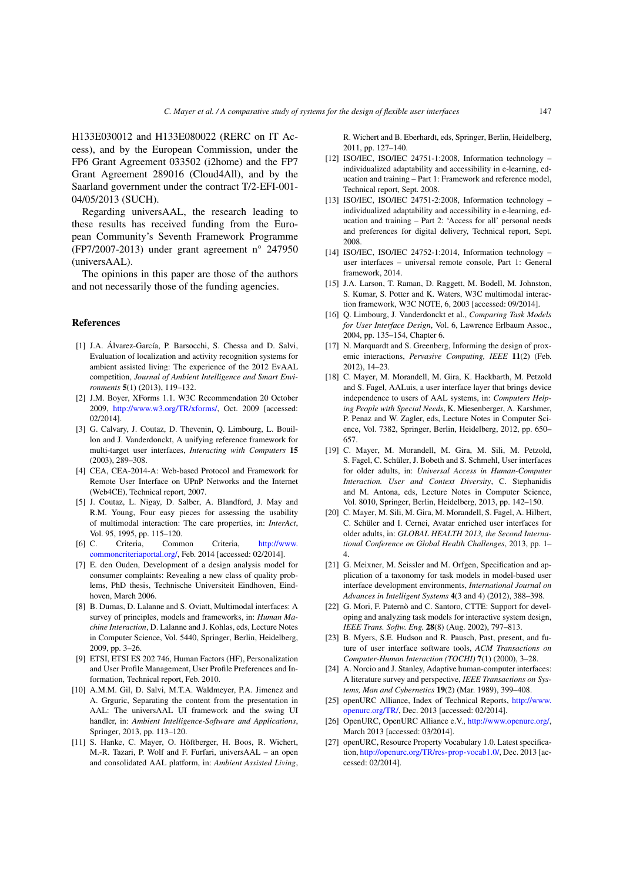H133E030012 and H133E080022 (RERC on IT Access), and by the European Commission, under the FP6 Grant Agreement 033502 (i2home) and the FP7 Grant Agreement 289016 (Cloud4All), and by the Saarland government under the contract T/2-EFI-001-04/05/2013 (SUCH).

Regarding universAAL, the research leading to these results has received funding from the European Community's Seventh Framework Programme (FP7/2007-2013) under grant agreement n° 247950 (universAAL).

The opinions in this paper are those of the authors and not necessarily those of the funding agencies.

## References

[1] J.A. Álvarez-García, P. Barsocchi, S. Chessa and D. Salvi, Evaluation of localization and activity recognition systems for ambient assisted living: The experience of the 2012 EvAAL competition, *Journal of Ambient Intelligence and Smart Environments* **5**(1) (2013), 119–132.

[2] J.M. Boyer, XForms 1.1. W3C Recommendation 20 October 2009, http://www.w3.org/TR/xforms/, Oct. 2009 [accessed: 02/2014].

[3] G. Calvary, J. Coutaz, D. Thevenin, Q. Limbourg, L. Bouillon and J. Vanderdonckt, A unifying reference framework for multi-target user interfaces, *Interacting with Computers* **15** (2003), 289–308.

[4] CEA, CEA-2014-A: Web-based Protocol and Framework for Remote User Interface on UPnP Networks and the Internet (Web4CE), Technical report, 2007.

[5] J. Coutaz, L. Nigay, D. Salber, A. Blandford, J. May and R.M. Young, Four easy pieces for assessing the usability of multimodal interaction: The care properties, in: *InterAct*, Vol. 95, 1995, pp. 115–120.

[6] C. Criteria, Common Criteria, http://www.commoncriteriaportal.org/, Feb. 2014 [accessed: 02/2014].

[7] E. den Ouden, Development of a design analysis model for consumer complaints: Revealing a new class of quality problems, PhD thesis, Technische Universiteit Eindhoven, Eindhoven, March 2006.

[8] B. Dumas, D. Lalanne and S. Oviatt, Multimodal interfaces: A survey of principles, models and frameworks, in: *Human Machine Interaction*, D. Lalanne and J. Kohlas, eds, Lecture Notes in Computer Science, Vol. 5440, Springer, Berlin, Heidelberg, 2009, pp. 3–26.

[9] ETSI, ETSI ES 202 746, Human Factors (HF), Personalization and User Profile Management, User Profile Preferences and Information, Technical report, Feb. 2010.

[10] A.M.M. Gil, D. Salvi, M.T.A. Waldmeyer, P.A. Jimenez and A. Grguric, Separating the content from the presentation in AAL: The universAAL UI framework and the swing UI handler, in: *Ambient Intelligence-Software and Applications*, Springer, 2013, pp. 113–120.

[11] S. Hanke, C. Mayer, O. Höftberger, H. Boos, R. Wichert, M.-R. Tazari, P. Wolf and F. Furfari, universAAL – an open and consolidated AAL platform, in: *Ambient Assisted Living*, R. Wichert and B. Eberhardt, eds, Springer, Berlin, Heidelberg, 2011, pp. 127–140.

[12] ISO/IEC, ISO/IEC 24751-1:2008, Information technology – individualized adaptability and accessibility in e-learning, education and training – Part 1: Framework and reference model, Technical report, Sept. 2008.

[13] ISO/IEC, ISO/IEC 24751-2:2008, Information technology – individualized adaptability and accessibility in e-learning, education and training – Part 2: 'Access for all' personal needs and preferences for digital delivery, Technical report, Sept. 2008.

[14] ISO/IEC, ISO/IEC 24752-1:2014, Information technology – user interfaces – universal remote console, Part 1: General framework, 2014.

[15] J.A. Larson, T. Raman, D. Raggett, M. Bodell, M. Johnston, S. Kumar, S. Potter and K. Waters, W3C multimodal interaction framework, W3C NOTE, 6, 2003 [accessed: 09/2014].

[16] Q. Limbourg, J. Vanderdonckt et al., *Comparing Task Models for User Interface Design*, Vol. 6, Lawrence Erlbaum Assoc., 2004, pp. 135–154, Chapter 6.

[17] N. Marquardt and S. Greenberg, Informing the design of proxemic interactions, *Pervasive Computing, IEEE* **11**(2) (Feb. 2012), 14–23.

[18] C. Mayer, M. Morandell, M. Gira, K. Hackbarth, M. Petzold and S. Fagel, AALuis, a user interface layer that brings device independence to users of AAL systems, in: *Computers Helping People with Special Needs*, K. Miesenberger, A. Karshmer, P. Penaz and W. Zagler, eds, Lecture Notes in Computer Science, Vol. 7382, Springer, Berlin, Heidelberg, 2012, pp. 650–657.

[19] C. Mayer, M. Morandell, M. Gira, M. Sili, M. Petzold, S. Fagel, C. Schüler, J. Bobeth and S. Schmehl, User interfaces for older adults, in: *Universal Access in Human-Computer Interaction. User and Context Diversity*, C. Stephanidis and M. Antona, eds, Lecture Notes in Computer Science, Vol. 8010, Springer, Berlin, Heidelberg, 2013, pp. 142–150.

[20] C. Mayer, M. Sili, M. Gira, M. Morandell, S. Fagel, A. Hilbert, C. Schüler and I. Cernei, Avatar enriched user interfaces for older adults, in: *GLOBAL HEALTH 2013, the Second International Conference on Global Health Challenges*, 2013, pp. 1–4.

[21] G. Meixner, M. Seissler and M. Orfgen, Specification and application of a taxonomy for task models in model-based user interface development environments, *International Journal on Advances in Intelligent Systems* **4**(3 and 4) (2012), 388–398.

[22] G. Mori, F. Paternò and C. Santoro, CTTE: Support for developing and analyzing task models for interactive system design, *IEEE Trans. Softw. Eng.* **28**(8) (Aug. 2002), 797–813.

[23] B. Myers, S.E. Hudson and R. Pausch, Past, present, and future of user interface software tools, *ACM Transactions on Computer-Human Interaction (TOCHI)* **7**(1) (2000), 3–28.

[24] A. Norcio and J. Stanley, Adaptive human-computer interfaces: A literature survey and perspective, *IEEE Transactions on Systems, Man and Cybernetics* **19**(2) (Mar. 1989), 399–408.

[25] openURC Alliance, Index of Technical Reports, http://www.openurc.org/TR/, Dec. 2013 [accessed: 02/2014].

[26] OpenURC, OpenURC Alliance e.V., http://www.openurc.org/, March 2013 [accessed: 03/2014].

[27] openURC, Resource Property Vocabulary 1.0. Latest specification, http://openurc.org/TR/res-prop-vocab1.0/, Dec. 2013 [accessed: 02/2014].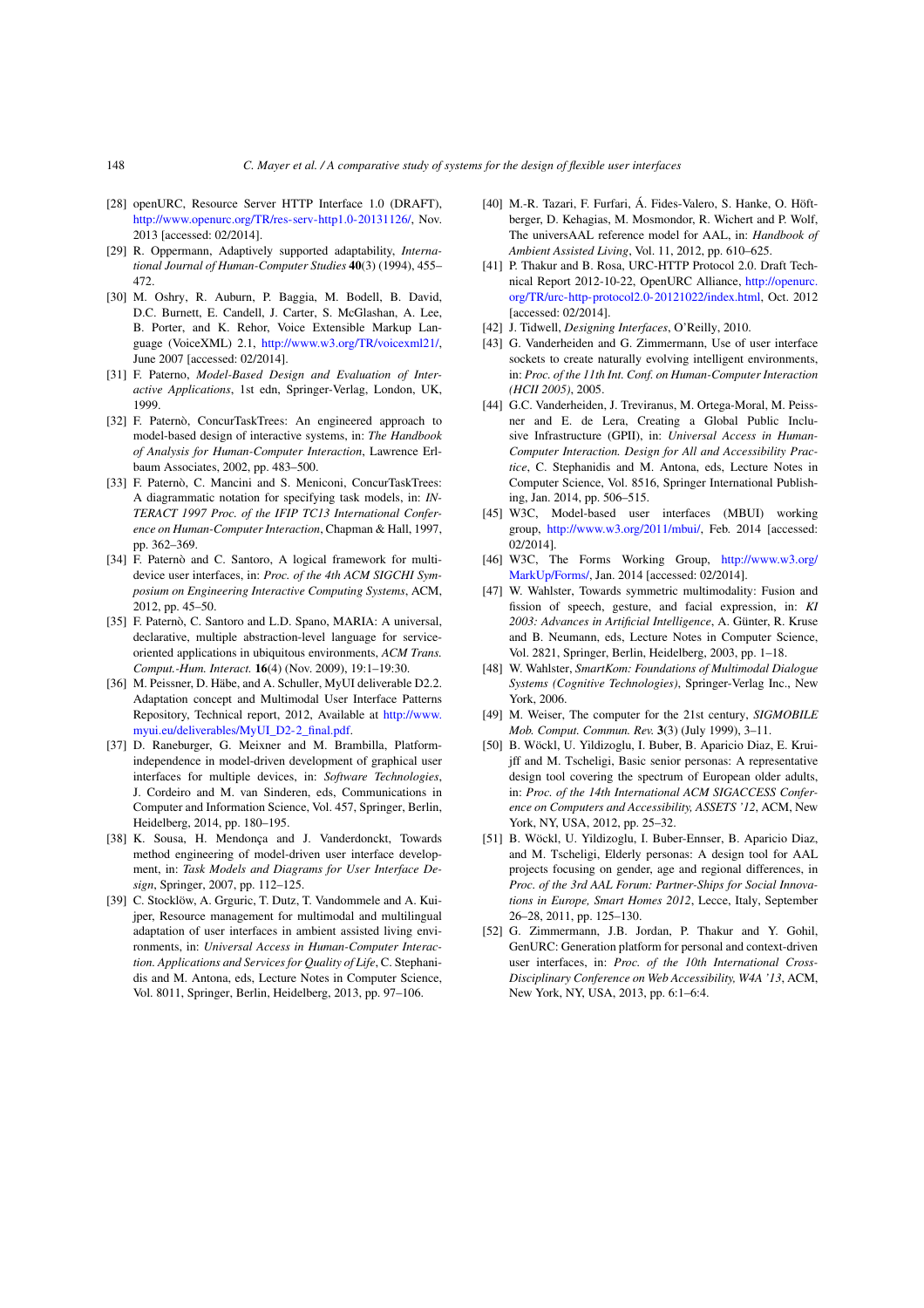[28] openURC, Resource Server HTTP Interface 1.0 (DRAFT), http://www.openurc.org/TR/res-serv-http1.0-20131126/, Nov. 2013 [accessed: 02/2014].

[29] R. Oppermann, Adaptively supported adaptability, *International Journal of Human-Computer Studies* **40**(3) (1994), 455–472.

[30] M. Oshry, R. Auburn, P. Baggia, M. Bodell, B. David, D.C. Burnett, E. Candell, J. Carter, S. McGlashan, A. Lee, B. Porter, and K. Rehor, Voice Extensible Markup Language (VoiceXML) 2.1, http://www.w3.org/TR/voicexml21/, June 2007 [accessed: 02/2014].

[31] F. Paterno, *Model-Based Design and Evaluation of Interactive Applications*, 1st edn, Springer-Verlag, London, UK, 1999.

[32] F. Paternò, ConcurTaskTrees: An engineered approach to model-based design of interactive systems, in: *The Handbook of Analysis for Human-Computer Interaction*, Lawrence Erlbaum Associates, 2002, pp. 483–500.

[33] F. Paternò, C. Mancini and S. Meniconi, ConcurTaskTrees: A diagrammatic notation for specifying task models, in: *INTERACT 1997 Proc. of the IFIP TC13 International Conference on Human-Computer Interaction*, Chapman & Hall, 1997, pp. 362–369.

[34] F. Paternò and C. Santoro, A logical framework for multi-device user interfaces, in: *Proc. of the 4th ACM SIGCHI Symposium on Engineering Interactive Computing Systems*, ACM, 2012, pp. 45–50.

[35] F. Paternò, C. Santoro and L.D. Spano, MARIA: A universal, declarative, multiple abstraction-level language for service-oriented applications in ubiquitous environments, *ACM Trans. Comput.-Hum. Interact.* **16**(4) (Nov. 2009), 19:1–19:30.

[36] M. Peissner, D. Häbe, and A. Schuller, MyUI deliverable D2.2. Adaptation concept and Multimodal User Interface Patterns Repository, Technical report, 2012, Available at http://www.myui.eu/deliverables/MyUI_D2-2_final.pdf.

[37] D. Raneburger, G. Meixner and M. Brambilla, Platform-independence in model-driven development of graphical user interfaces for multiple devices, in: *Software Technologies*, J. Cordeiro and M. van Sinderen, eds, Communications in Computer and Information Science, Vol. 457, Springer, Berlin, Heidelberg, 2014, pp. 180–195.

[38] K. Sousa, H. Mendonça and J. Vanderdonckt, Towards method engineering of model-driven user interface development, in: *Task Models and Diagrams for User Interface Design*, Springer, 2007, pp. 112–125.

[39] C. Stocklöw, A. Grguric, T. Dutz, T. Vandommele and A. Kuijper, Resource management for multimodal and multilingual adaptation of user interfaces in ambient assisted living environments, in: *Universal Access in Human-Computer Interaction. Applications and Services for Quality of Life*, C. Stephanidis and M. Antona, eds, Lecture Notes in Computer Science, Vol. 8011, Springer, Berlin, Heidelberg, 2013, pp. 97–106.

[40] M.-R. Tazari, F. Furfari, Á. Fides-Valero, S. Hanke, O. Höftberger, D. Kehagias, M. Mosmondor, R. Wichert and P. Wolf, The universAAL reference model for AAL, in: *Handbook of Ambient Assisted Living*, Vol. 11, 2012, pp. 610–625.

[41] P. Thakur and B. Rosa, URC-HTTP Protocol 2.0. Draft Technical Report 2012-10-22, OpenURC Alliance, http://openurc.org/TR/urc-http-protocol2.0-20121022/index.html, Oct. 2012 [accessed: 02/2014].

[42] J. Tidwell, *Designing Interfaces*, O'Reilly, 2010.

[43] G. Vanderheiden and G. Zimmermann, Use of user interface sockets to create naturally evolving intelligent environments, in: *Proc. of the 11th Int. Conf. on Human-Computer Interaction (HCII 2005)*, 2005.

[44] G.C. Vanderheiden, J. Treviranus, M. Ortega-Moral, M. Peissner and E. de Lera, Creating a Global Public Inclusive Infrastructure (GPII), in: *Universal Access in Human-Computer Interaction. Design for All and Accessibility Practice*, C. Stephanidis and M. Antona, eds, Lecture Notes in Computer Science, Vol. 8516, Springer International Publishing, Jan. 2014, pp. 506–515.

[45] W3C, Model-based user interfaces (MBUI) working group, http://www.w3.org/2011/mbui/, Feb. 2014 [accessed: 02/2014].

[46] W3C, The Forms Working Group, http://www.w3.org/MarkUp/Forms/, Jan. 2014 [accessed: 02/2014].

[47] W. Wahlster, Towards symmetric multimodality: Fusion and fission of speech, gesture, and facial expression, in: *KI 2003: Advances in Artificial Intelligence*, A. Günter, R. Kruse and B. Neumann, eds, Lecture Notes in Computer Science, Vol. 2821, Springer, Berlin, Heidelberg, 2003, pp. 1–18.

[48] W. Wahlster, *SmartKom: Foundations of Multimodal Dialogue Systems (Cognitive Technologies)*, Springer-Verlag Inc., New York, 2006.

[49] M. Weiser, The computer for the 21st century, *SIGMOBILE Mob. Comput. Commun. Rev.* **3**(3) (July 1999), 3–11.

[50] B. Wöckl, U. Yildizoglu, I. Buber, B. Aparicio Diaz, E. Kruijff and M. Tscheligi, Basic senior personas: A representative design tool covering the spectrum of European older adults, in: *Proc. of the 14th International ACM SIGACCESS Conference on Computers and Accessibility, ASSETS '12*, ACM, New York, NY, USA, 2012, pp. 25–32.

[51] B. Wöckl, U. Yildizoglu, I. Buber-Ennser, B. Aparicio Diaz, and M. Tscheligi, Elderly personas: A design tool for AAL projects focusing on gender, age and regional differences, in *Proc. of the 3rd AAL Forum: Partner-Ships for Social Innovations in Europe, Smart Homes 2012*, Lecce, Italy, September 26–28, 2011, pp. 125–130.

[52] G. Zimmermann, J.B. Jordan, P. Thakur and Y. Gohil, GenURC: Generation platform for personal and context-driven user interfaces, in: *Proc. of the 10th International Cross-Disciplinary Conference on Web Accessibility, W4A '13*, ACM, New York, NY, USA, 2013, pp. 6:1–6:4.